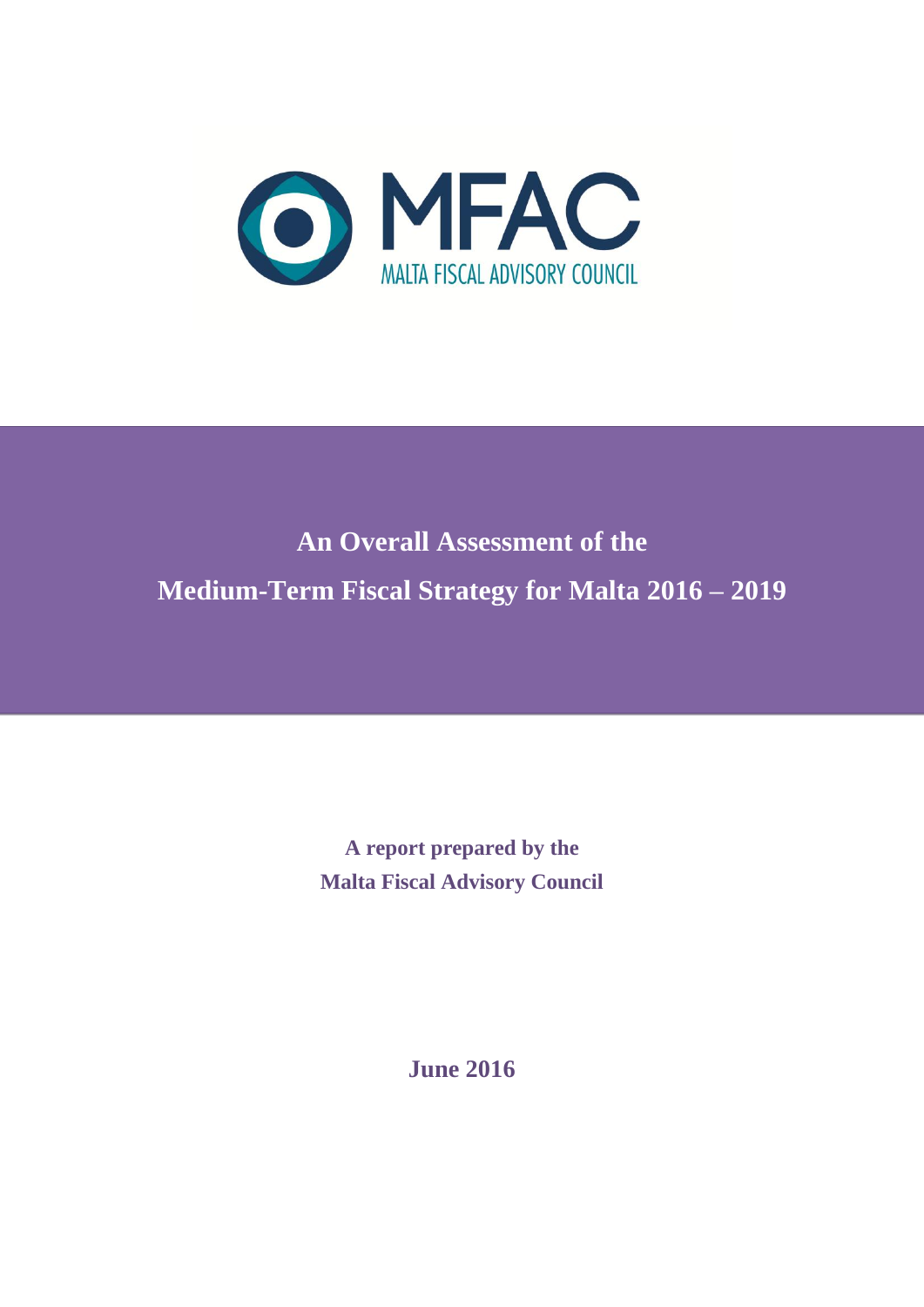MFAC

MALTA FISCAL ADVISORY COUNCIL

# An Overall Assessment of the Medium-Term Fiscal Strategy for Malta 2016 – 2019

**A report prepared by the Malta Fiscal Advisory Council**

**June 2016**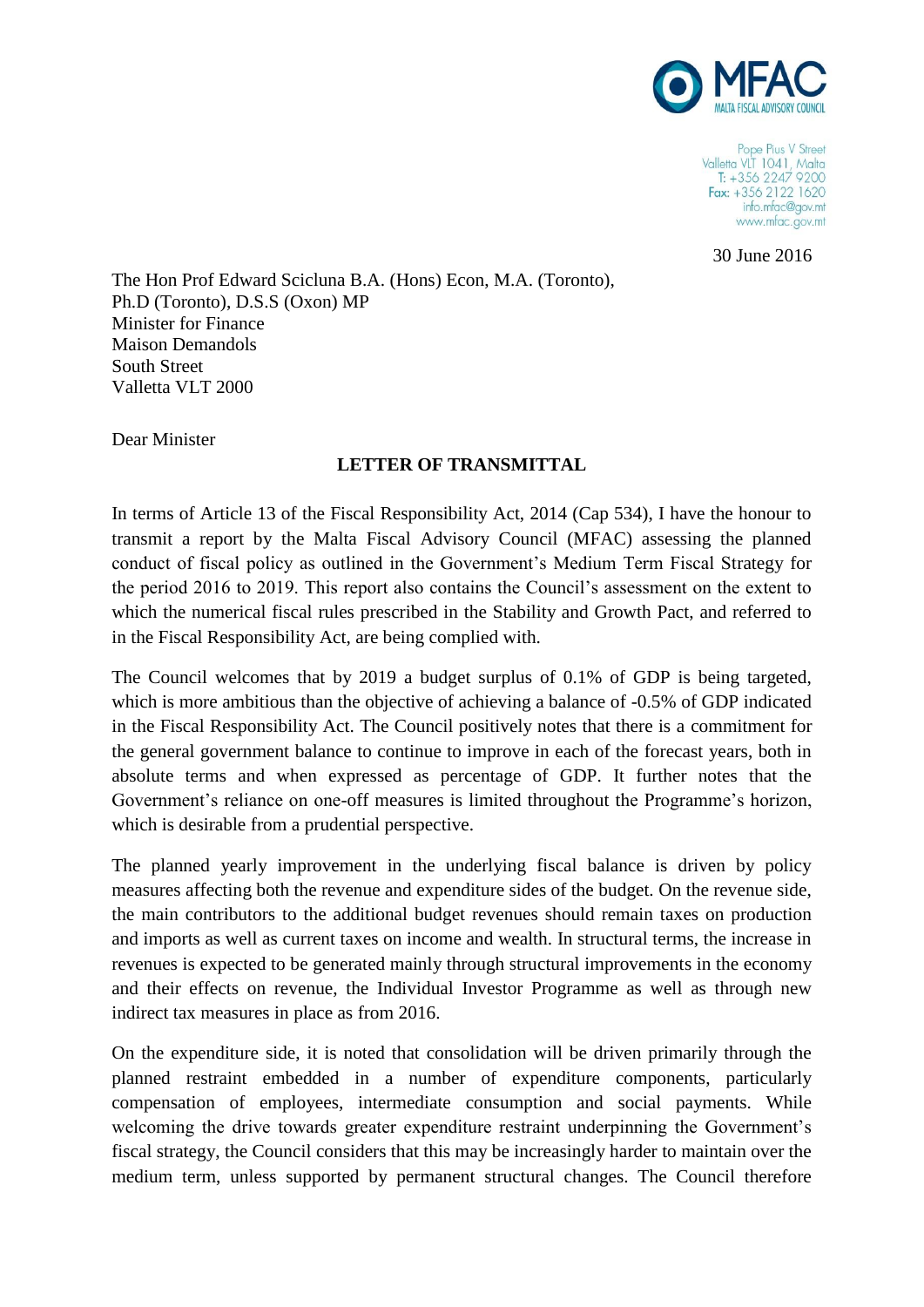MFAC
MALTA FISCAL ADVISORY COUNCIL

Pope Pius V Street
Valletta VLT 1041, Malta
T: +356 2247 9200
Fax: +356 2122 1620
info.mfac@gov.mt
www.mfac.gov.mt

30 June 2016

The Hon Prof Edward Scicluna B.A. (Hons) Econ, M.A. (Toronto),
Ph.D (Toronto), D.S.S (Oxon) MP
Minister for Finance
Maison Demandols
South Street
Valletta VLT 2000

Dear Minister

**LETTER OF TRANSMITTAL**

In terms of Article 13 of the Fiscal Responsibility Act, 2014 (Cap 534), I have the honour to transmit a report by the Malta Fiscal Advisory Council (MFAC) assessing the planned conduct of fiscal policy as outlined in the Government's Medium Term Fiscal Strategy for the period 2016 to 2019. This report also contains the Council's assessment on the extent to which the numerical fiscal rules prescribed in the Stability and Growth Pact, and referred to in the Fiscal Responsibility Act, are being complied with.

The Council welcomes that by 2019 a budget surplus of 0.1% of GDP is being targeted, which is more ambitious than the objective of achieving a balance of -0.5% of GDP indicated in the Fiscal Responsibility Act. The Council positively notes that there is a commitment for the general government balance to continue to improve in each of the forecast years, both in absolute terms and when expressed as percentage of GDP. It further notes that the Government's reliance on one-off measures is limited throughout the Programme's horizon, which is desirable from a prudential perspective.

The planned yearly improvement in the underlying fiscal balance is driven by policy measures affecting both the revenue and expenditure sides of the budget. On the revenue side, the main contributors to the additional budget revenues should remain taxes on production and imports as well as current taxes on income and wealth. In structural terms, the increase in revenues is expected to be generated mainly through structural improvements in the economy and their effects on revenue, the Individual Investor Programme as well as through new indirect tax measures in place as from 2016.

On the expenditure side, it is noted that consolidation will be driven primarily through the planned restraint embedded in a number of expenditure components, particularly compensation of employees, intermediate consumption and social payments. While welcoming the drive towards greater expenditure restraint underpinning the Government's fiscal strategy, the Council considers that this may be increasingly harder to maintain over the medium term, unless supported by permanent structural changes. The Council therefore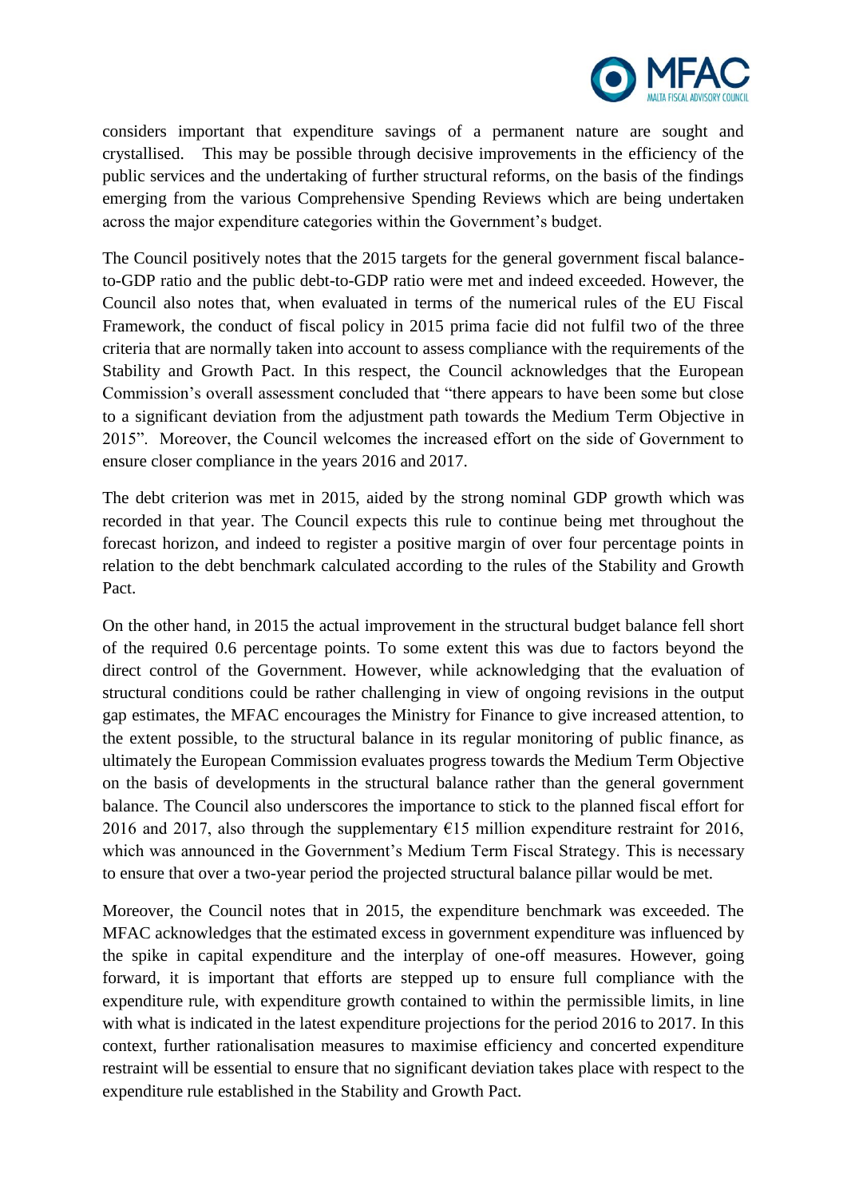considers important that expenditure savings of a permanent nature are sought and crystallised. This may be possible through decisive improvements in the efficiency of the public services and the undertaking of further structural reforms, on the basis of the findings emerging from the various Comprehensive Spending Reviews which are being undertaken across the major expenditure categories within the Government's budget.

The Council positively notes that the 2015 targets for the general government fiscal balance-to-GDP ratio and the public debt-to-GDP ratio were met and indeed exceeded. However, the Council also notes that, when evaluated in terms of the numerical rules of the EU Fiscal Framework, the conduct of fiscal policy in 2015 prima facie did not fulfil two of the three criteria that are normally taken into account to assess compliance with the requirements of the Stability and Growth Pact. In this respect, the Council acknowledges that the European Commission's overall assessment concluded that "there appears to have been some but close to a significant deviation from the adjustment path towards the Medium Term Objective in 2015". Moreover, the Council welcomes the increased effort on the side of Government to ensure closer compliance in the years 2016 and 2017.

The debt criterion was met in 2015, aided by the strong nominal GDP growth which was recorded in that year. The Council expects this rule to continue being met throughout the forecast horizon, and indeed to register a positive margin of over four percentage points in relation to the debt benchmark calculated according to the rules of the Stability and Growth Pact.

On the other hand, in 2015 the actual improvement in the structural budget balance fell short of the required 0.6 percentage points. To some extent this was due to factors beyond the direct control of the Government. However, while acknowledging that the evaluation of structural conditions could be rather challenging in view of ongoing revisions in the output gap estimates, the MFAC encourages the Ministry for Finance to give increased attention, to the extent possible, to the structural balance in its regular monitoring of public finance, as ultimately the European Commission evaluates progress towards the Medium Term Objective on the basis of developments in the structural balance rather than the general government balance. The Council also underscores the importance to stick to the planned fiscal effort for 2016 and 2017, also through the supplementary €15 million expenditure restraint for 2016, which was announced in the Government's Medium Term Fiscal Strategy. This is necessary to ensure that over a two-year period the projected structural balance pillar would be met.

Moreover, the Council notes that in 2015, the expenditure benchmark was exceeded. The MFAC acknowledges that the estimated excess in government expenditure was influenced by the spike in capital expenditure and the interplay of one-off measures. However, going forward, it is important that efforts are stepped up to ensure full compliance with the expenditure rule, with expenditure growth contained to within the permissible limits, in line with what is indicated in the latest expenditure projections for the period 2016 to 2017. In this context, further rationalisation measures to maximise efficiency and concerted expenditure restraint will be essential to ensure that no significant deviation takes place with respect to the expenditure rule established in the Stability and Growth Pact.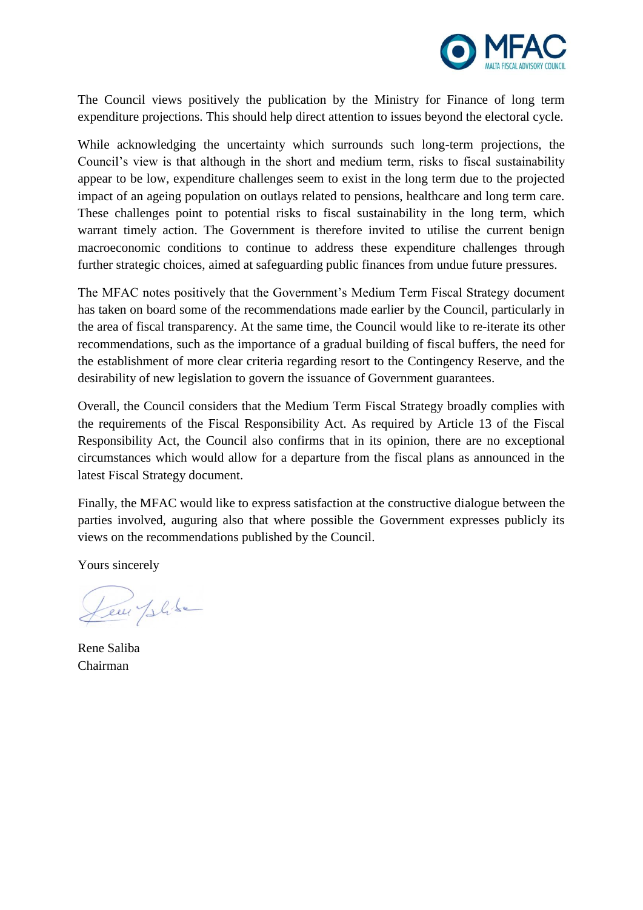The Council views positively the publication by the Ministry for Finance of long term expenditure projections. This should help direct attention to issues beyond the electoral cycle.

While acknowledging the uncertainty which surrounds such long-term projections, the Council's view is that although in the short and medium term, risks to fiscal sustainability appear to be low, expenditure challenges seem to exist in the long term due to the projected impact of an ageing population on outlays related to pensions, healthcare and long term care. These challenges point to potential risks to fiscal sustainability in the long term, which warrant timely action. The Government is therefore invited to utilise the current benign macroeconomic conditions to continue to address these expenditure challenges through further strategic choices, aimed at safeguarding public finances from undue future pressures.

The MFAC notes positively that the Government's Medium Term Fiscal Strategy document has taken on board some of the recommendations made earlier by the Council, particularly in the area of fiscal transparency. At the same time, the Council would like to re-iterate its other recommendations, such as the importance of a gradual building of fiscal buffers, the need for the establishment of more clear criteria regarding resort to the Contingency Reserve, and the desirability of new legislation to govern the issuance of Government guarantees.

Overall, the Council considers that the Medium Term Fiscal Strategy broadly complies with the requirements of the Fiscal Responsibility Act. As required by Article 13 of the Fiscal Responsibility Act, the Council also confirms that in its opinion, there are no exceptional circumstances which would allow for a departure from the fiscal plans as announced in the latest Fiscal Strategy document.

Finally, the MFAC would like to express satisfaction at the constructive dialogue between the parties involved, auguring also that where possible the Government expresses publicly its views on the recommendations published by the Council.

Yours sincerely

Rene Saliba
Chairman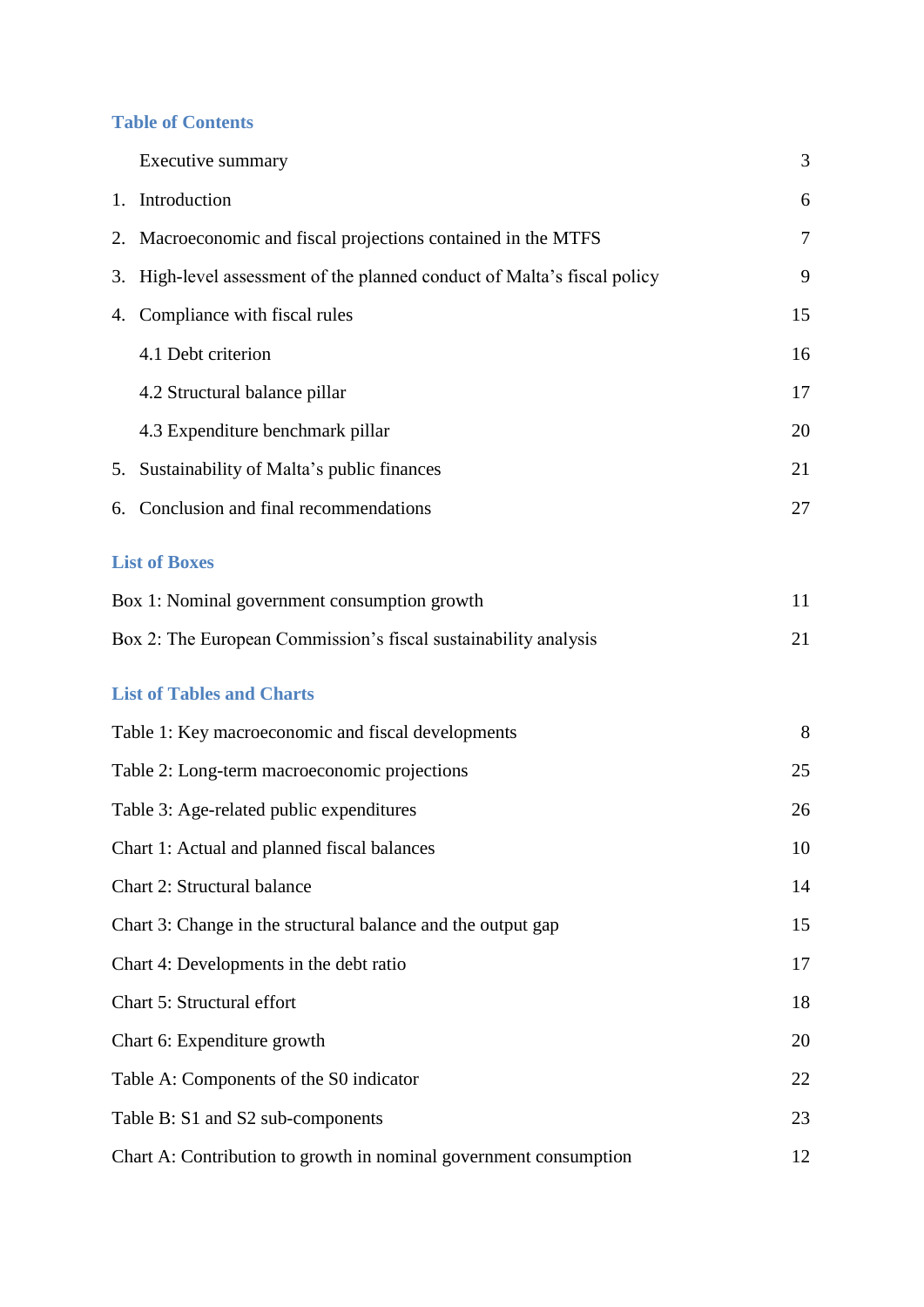## Table of Contents

| | | |
|---|---|---|
| | Executive summary | 3 |
| 1. | Introduction | 6 |
| 2. | Macroeconomic and fiscal projections contained in the MTFS | 7 |
| 3. | High-level assessment of the planned conduct of Malta's fiscal policy | 9 |
| 4. | Compliance with fiscal rules | 15 |
| | 4.1 Debt criterion | 16 |
| | 4.2 Structural balance pillar | 17 |
| | 4.3 Expenditure benchmark pillar | 20 |
| 5. | Sustainability of Malta's public finances | 21 |
| 6. | Conclusion and final recommendations | 27 |

## List of Boxes

| | |
|---|---|
| Box 1: Nominal government consumption growth | 11 |
| Box 2: The European Commission's fiscal sustainability analysis | 21 |

## List of Tables and Charts

| | |
|---|---|
| Table 1: Key macroeconomic and fiscal developments | 8 |
| Table 2: Long-term macroeconomic projections | 25 |
| Table 3: Age-related public expenditures | 26 |
| Chart 1: Actual and planned fiscal balances | 10 |
| Chart 2: Structural balance | 14 |
| Chart 3: Change in the structural balance and the output gap | 15 |
| Chart 4: Developments in the debt ratio | 17 |
| Chart 5: Structural effort | 18 |
| Chart 6: Expenditure growth | 20 |
| Table A: Components of the S0 indicator | 22 |
| Table B: S1 and S2 sub-components | 23 |
| Chart A: Contribution to growth in nominal government consumption | 12 |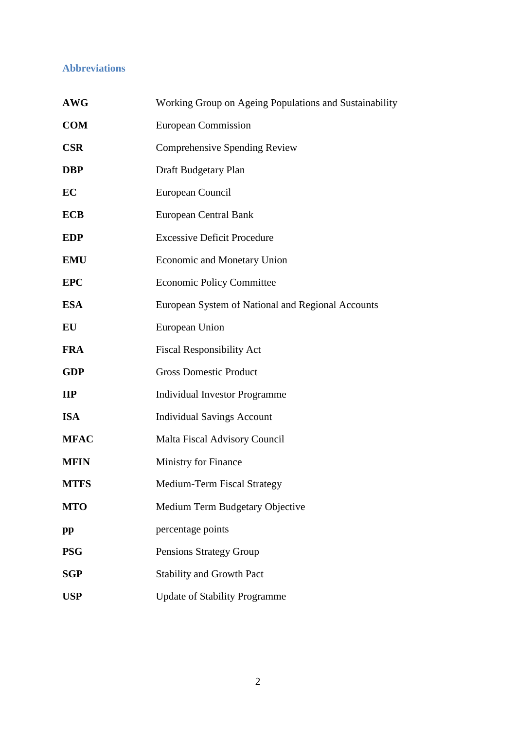## Abbreviations

| | |
|---|---|
| **AWG** | Working Group on Ageing Populations and Sustainability |
| **COM** | European Commission |
| **CSR** | Comprehensive Spending Review |
| **DBP** | Draft Budgetary Plan |
| **EC** | European Council |
| **ECB** | European Central Bank |
| **EDP** | Excessive Deficit Procedure |
| **EMU** | Economic and Monetary Union |
| **EPC** | Economic Policy Committee |
| **ESA** | European System of National and Regional Accounts |
| **EU** | European Union |
| **FRA** | Fiscal Responsibility Act |
| **GDP** | Gross Domestic Product |
| **IIP** | Individual Investor Programme |
| **ISA** | Individual Savings Account |
| **MFAC** | Malta Fiscal Advisory Council |
| **MFIN** | Ministry for Finance |
| **MTFS** | Medium-Term Fiscal Strategy |
| **MTO** | Medium Term Budgetary Objective |
| **pp** | percentage points |
| **PSG** | Pensions Strategy Group |
| **SGP** | Stability and Growth Pact |
| **USP** | Update of Stability Programme |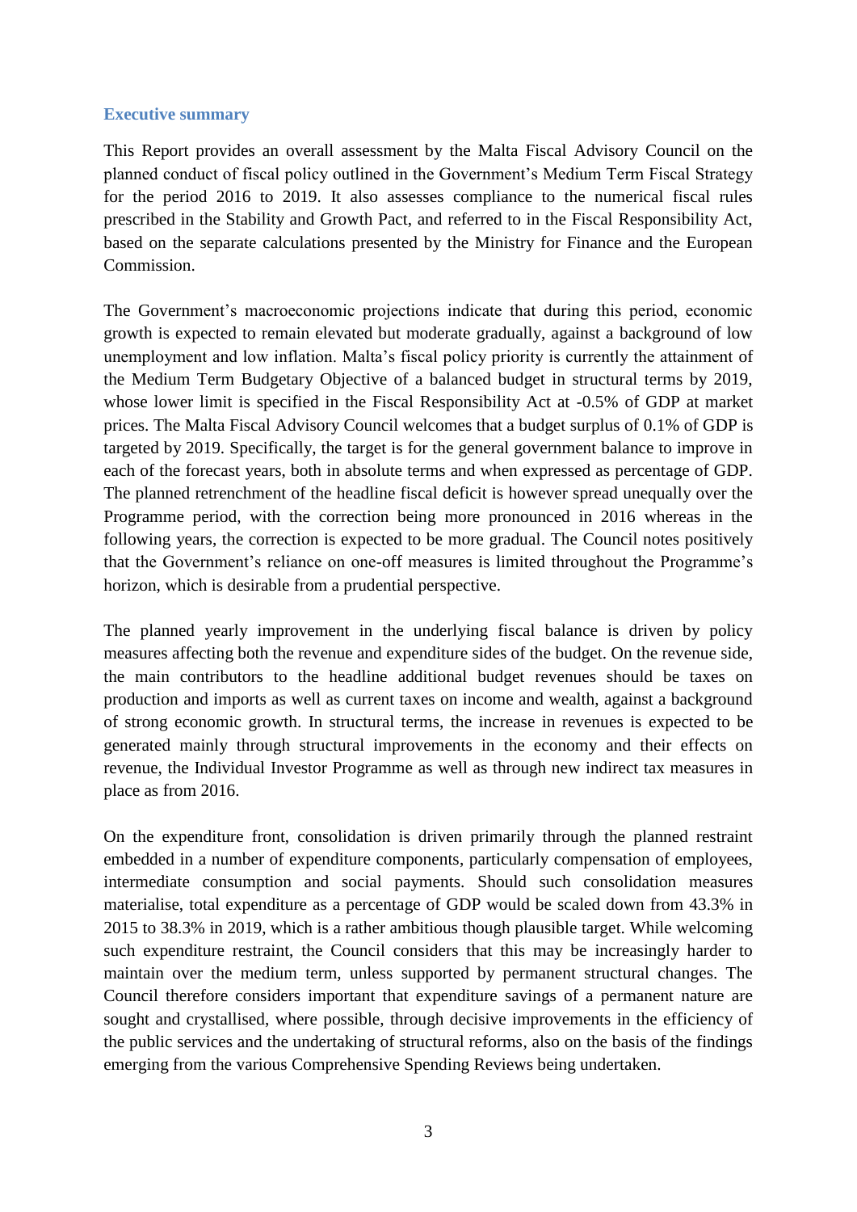## Executive summary

This Report provides an overall assessment by the Malta Fiscal Advisory Council on the planned conduct of fiscal policy outlined in the Government's Medium Term Fiscal Strategy for the period 2016 to 2019. It also assesses compliance to the numerical fiscal rules prescribed in the Stability and Growth Pact, and referred to in the Fiscal Responsibility Act, based on the separate calculations presented by the Ministry for Finance and the European Commission.

The Government's macroeconomic projections indicate that during this period, economic growth is expected to remain elevated but moderate gradually, against a background of low unemployment and low inflation. Malta's fiscal policy priority is currently the attainment of the Medium Term Budgetary Objective of a balanced budget in structural terms by 2019, whose lower limit is specified in the Fiscal Responsibility Act at -0.5% of GDP at market prices. The Malta Fiscal Advisory Council welcomes that a budget surplus of 0.1% of GDP is targeted by 2019. Specifically, the target is for the general government balance to improve in each of the forecast years, both in absolute terms and when expressed as percentage of GDP. The planned retrenchment of the headline fiscal deficit is however spread unequally over the Programme period, with the correction being more pronounced in 2016 whereas in the following years, the correction is expected to be more gradual. The Council notes positively that the Government's reliance on one-off measures is limited throughout the Programme's horizon, which is desirable from a prudential perspective.

The planned yearly improvement in the underlying fiscal balance is driven by policy measures affecting both the revenue and expenditure sides of the budget. On the revenue side, the main contributors to the headline additional budget revenues should be taxes on production and imports as well as current taxes on income and wealth, against a background of strong economic growth. In structural terms, the increase in revenues is expected to be generated mainly through structural improvements in the economy and their effects on revenue, the Individual Investor Programme as well as through new indirect tax measures in place as from 2016.

On the expenditure front, consolidation is driven primarily through the planned restraint embedded in a number of expenditure components, particularly compensation of employees, intermediate consumption and social payments. Should such consolidation measures materialise, total expenditure as a percentage of GDP would be scaled down from 43.3% in 2015 to 38.3% in 2019, which is a rather ambitious though plausible target. While welcoming such expenditure restraint, the Council considers that this may be increasingly harder to maintain over the medium term, unless supported by permanent structural changes. The Council therefore considers important that expenditure savings of a permanent nature are sought and crystallised, where possible, through decisive improvements in the efficiency of the public services and the undertaking of structural reforms, also on the basis of the findings emerging from the various Comprehensive Spending Reviews being undertaken.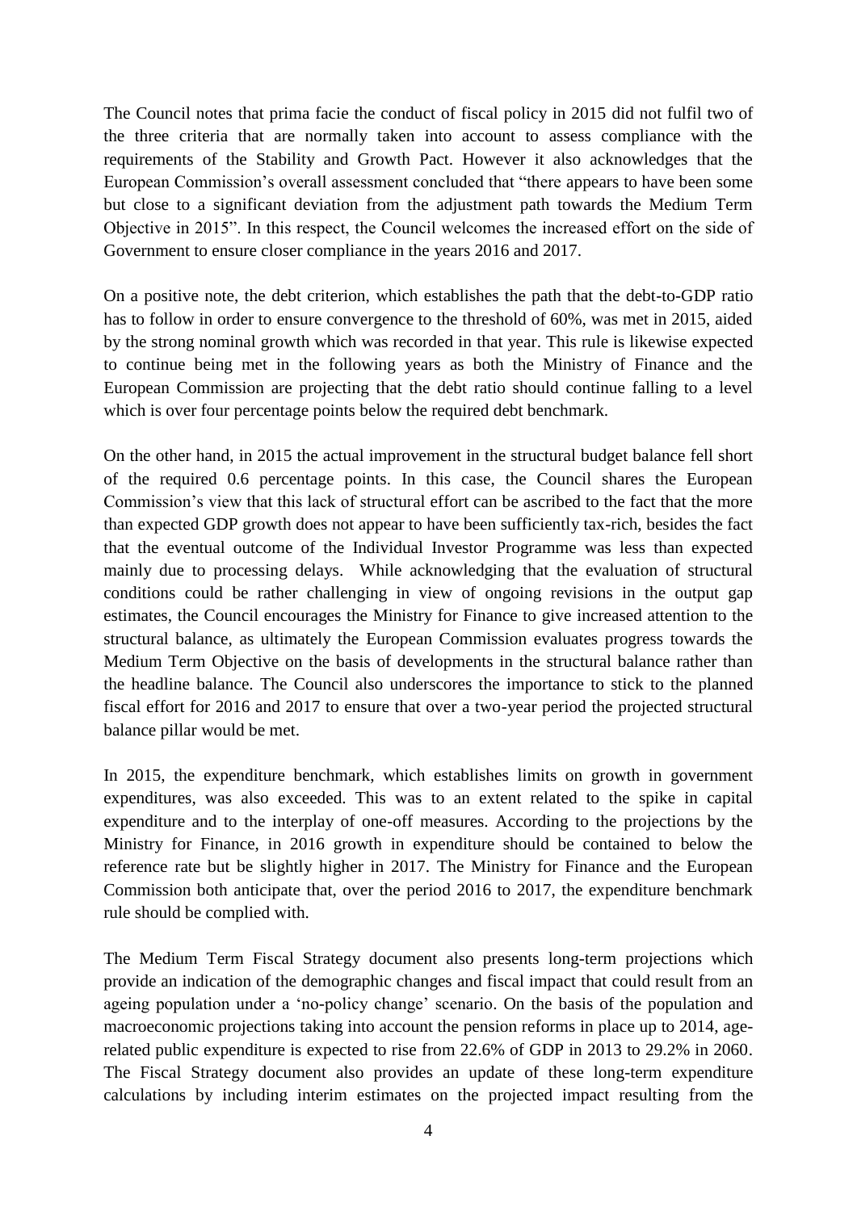The Council notes that prima facie the conduct of fiscal policy in 2015 did not fulfil two of the three criteria that are normally taken into account to assess compliance with the requirements of the Stability and Growth Pact. However it also acknowledges that the European Commission's overall assessment concluded that "there appears to have been some but close to a significant deviation from the adjustment path towards the Medium Term Objective in 2015". In this respect, the Council welcomes the increased effort on the side of Government to ensure closer compliance in the years 2016 and 2017.

On a positive note, the debt criterion, which establishes the path that the debt-to-GDP ratio has to follow in order to ensure convergence to the threshold of 60%, was met in 2015, aided by the strong nominal growth which was recorded in that year. This rule is likewise expected to continue being met in the following years as both the Ministry of Finance and the European Commission are projecting that the debt ratio should continue falling to a level which is over four percentage points below the required debt benchmark.

On the other hand, in 2015 the actual improvement in the structural budget balance fell short of the required 0.6 percentage points. In this case, the Council shares the European Commission's view that this lack of structural effort can be ascribed to the fact that the more than expected GDP growth does not appear to have been sufficiently tax-rich, besides the fact that the eventual outcome of the Individual Investor Programme was less than expected mainly due to processing delays. While acknowledging that the evaluation of structural conditions could be rather challenging in view of ongoing revisions in the output gap estimates, the Council encourages the Ministry for Finance to give increased attention to the structural balance, as ultimately the European Commission evaluates progress towards the Medium Term Objective on the basis of developments in the structural balance rather than the headline balance. The Council also underscores the importance to stick to the planned fiscal effort for 2016 and 2017 to ensure that over a two-year period the projected structural balance pillar would be met.

In 2015, the expenditure benchmark, which establishes limits on growth in government expenditures, was also exceeded. This was to an extent related to the spike in capital expenditure and to the interplay of one-off measures. According to the projections by the Ministry for Finance, in 2016 growth in expenditure should be contained to below the reference rate but be slightly higher in 2017. The Ministry for Finance and the European Commission both anticipate that, over the period 2016 to 2017, the expenditure benchmark rule should be complied with.

The Medium Term Fiscal Strategy document also presents long-term projections which provide an indication of the demographic changes and fiscal impact that could result from an ageing population under a 'no-policy change' scenario. On the basis of the population and macroeconomic projections taking into account the pension reforms in place up to 2014, age-related public expenditure is expected to rise from 22.6% of GDP in 2013 to 29.2% in 2060. The Fiscal Strategy document also provides an update of these long-term expenditure calculations by including interim estimates on the projected impact resulting from the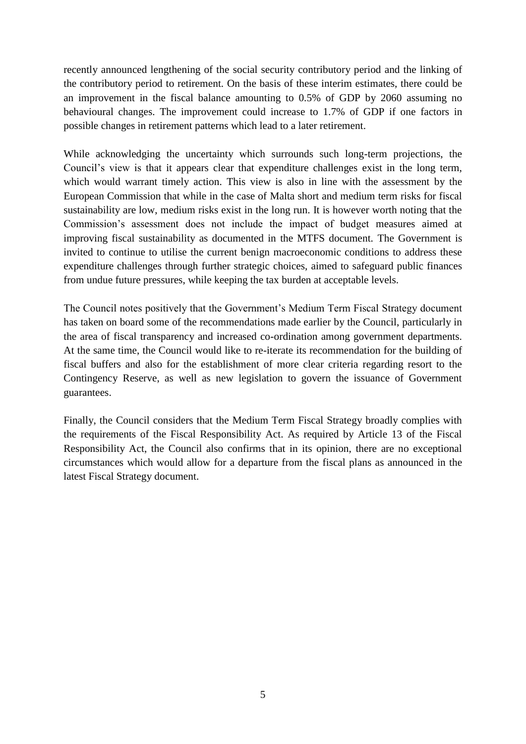recently announced lengthening of the social security contributory period and the linking of the contributory period to retirement. On the basis of these interim estimates, there could be an improvement in the fiscal balance amounting to 0.5% of GDP by 2060 assuming no behavioural changes. The improvement could increase to 1.7% of GDP if one factors in possible changes in retirement patterns which lead to a later retirement.

While acknowledging the uncertainty which surrounds such long-term projections, the Council's view is that it appears clear that expenditure challenges exist in the long term, which would warrant timely action. This view is also in line with the assessment by the European Commission that while in the case of Malta short and medium term risks for fiscal sustainability are low, medium risks exist in the long run. It is however worth noting that the Commission's assessment does not include the impact of budget measures aimed at improving fiscal sustainability as documented in the MTFS document. The Government is invited to continue to utilise the current benign macroeconomic conditions to address these expenditure challenges through further strategic choices, aimed to safeguard public finances from undue future pressures, while keeping the tax burden at acceptable levels.

The Council notes positively that the Government's Medium Term Fiscal Strategy document has taken on board some of the recommendations made earlier by the Council, particularly in the area of fiscal transparency and increased co-ordination among government departments. At the same time, the Council would like to re-iterate its recommendation for the building of fiscal buffers and also for the establishment of more clear criteria regarding resort to the Contingency Reserve, as well as new legislation to govern the issuance of Government guarantees.

Finally, the Council considers that the Medium Term Fiscal Strategy broadly complies with the requirements of the Fiscal Responsibility Act. As required by Article 13 of the Fiscal Responsibility Act, the Council also confirms that in its opinion, there are no exceptional circumstances which would allow for a departure from the fiscal plans as announced in the latest Fiscal Strategy document.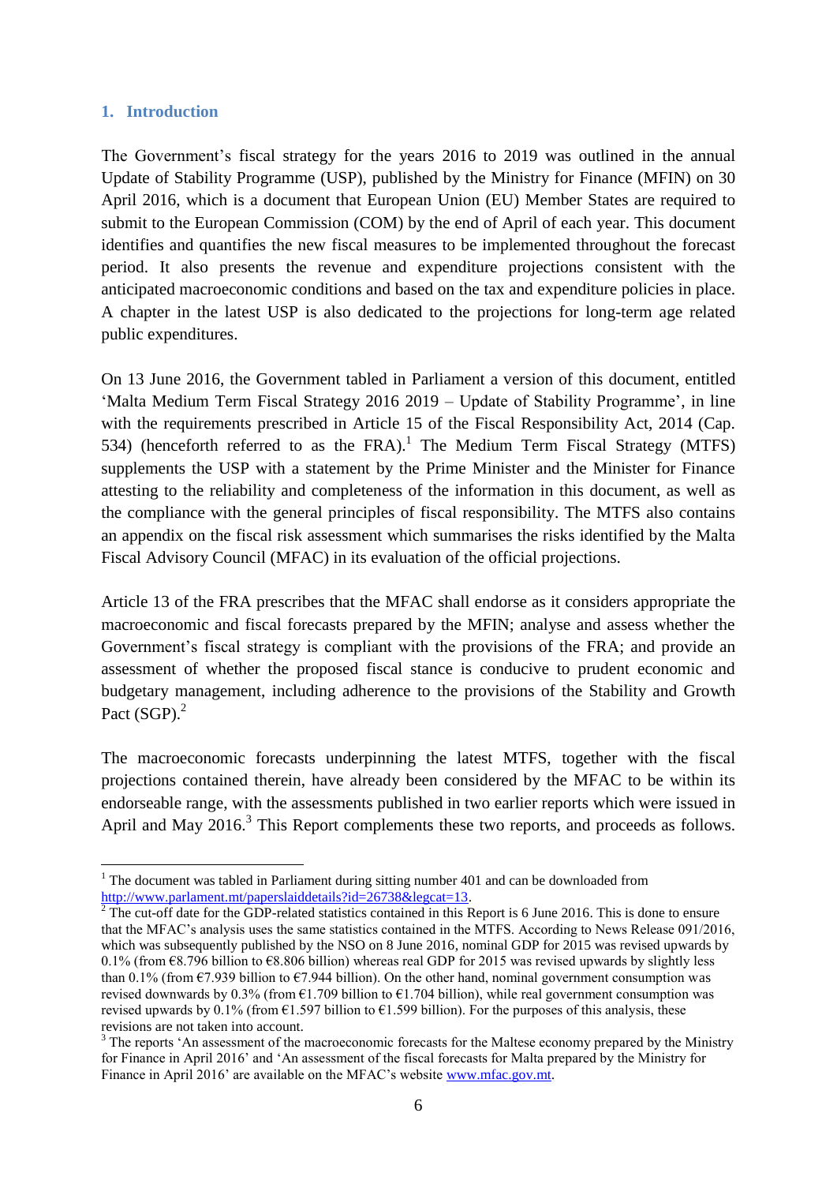## 1. Introduction

The Government's fiscal strategy for the years 2016 to 2019 was outlined in the annual Update of Stability Programme (USP), published by the Ministry for Finance (MFIN) on 30 April 2016, which is a document that European Union (EU) Member States are required to submit to the European Commission (COM) by the end of April of each year. This document identifies and quantifies the new fiscal measures to be implemented throughout the forecast period. It also presents the revenue and expenditure projections consistent with the anticipated macroeconomic conditions and based on the tax and expenditure policies in place. A chapter in the latest USP is also dedicated to the projections for long-term age related public expenditures.

On 13 June 2016, the Government tabled in Parliament a version of this document, entitled 'Malta Medium Term Fiscal Strategy 2016 2019 – Update of Stability Programme', in line with the requirements prescribed in Article 15 of the Fiscal Responsibility Act, 2014 (Cap. 534) (henceforth referred to as the FRA).[1] The Medium Term Fiscal Strategy (MTFS) supplements the USP with a statement by the Prime Minister and the Minister for Finance attesting to the reliability and completeness of the information in this document, as well as the compliance with the general principles of fiscal responsibility. The MTFS also contains an appendix on the fiscal risk assessment which summarises the risks identified by the Malta Fiscal Advisory Council (MFAC) in its evaluation of the official projections.

Article 13 of the FRA prescribes that the MFAC shall endorse as it considers appropriate the macroeconomic and fiscal forecasts prepared by the MFIN; analyse and assess whether the Government's fiscal strategy is compliant with the provisions of the FRA; and provide an assessment of whether the proposed fiscal stance is conducive to prudent economic and budgetary management, including adherence to the provisions of the Stability and Growth Pact (SGP).[2]

The macroeconomic forecasts underpinning the latest MTFS, together with the fiscal projections contained therein, have already been considered by the MFAC to be within its endorseable range, with the assessments published in two earlier reports which were issued in April and May 2016.[3] This Report complements these two reports, and proceeds as follows.

[1] The document was tabled in Parliament during sitting number 401 and can be downloaded from http://www.parlament.mt/paperslaiddetails?id=26738&legcat=13.

[2] The cut-off date for the GDP-related statistics contained in this Report is 6 June 2016. This is done to ensure that the MFAC's analysis uses the same statistics contained in the MTFS. According to News Release 091/2016, which was subsequently published by the NSO on 8 June 2016, nominal GDP for 2015 was revised upwards by 0.1% (from €8.796 billion to €8.806 billion) whereas real GDP for 2015 was revised upwards by slightly less than 0.1% (from €7.939 billion to €7.944 billion). On the other hand, nominal government consumption was revised downwards by 0.3% (from €1.709 billion to €1.704 billion), while real government consumption was revised upwards by 0.1% (from €1.597 billion to €1.599 billion). For the purposes of this analysis, these revisions are not taken into account.

[3] The reports 'An assessment of the macroeconomic forecasts for the Maltese economy prepared by the Ministry for Finance in April 2016' and 'An assessment of the fiscal forecasts for Malta prepared by the Ministry for Finance in April 2016' are available on the MFAC's website www.mfac.gov.mt.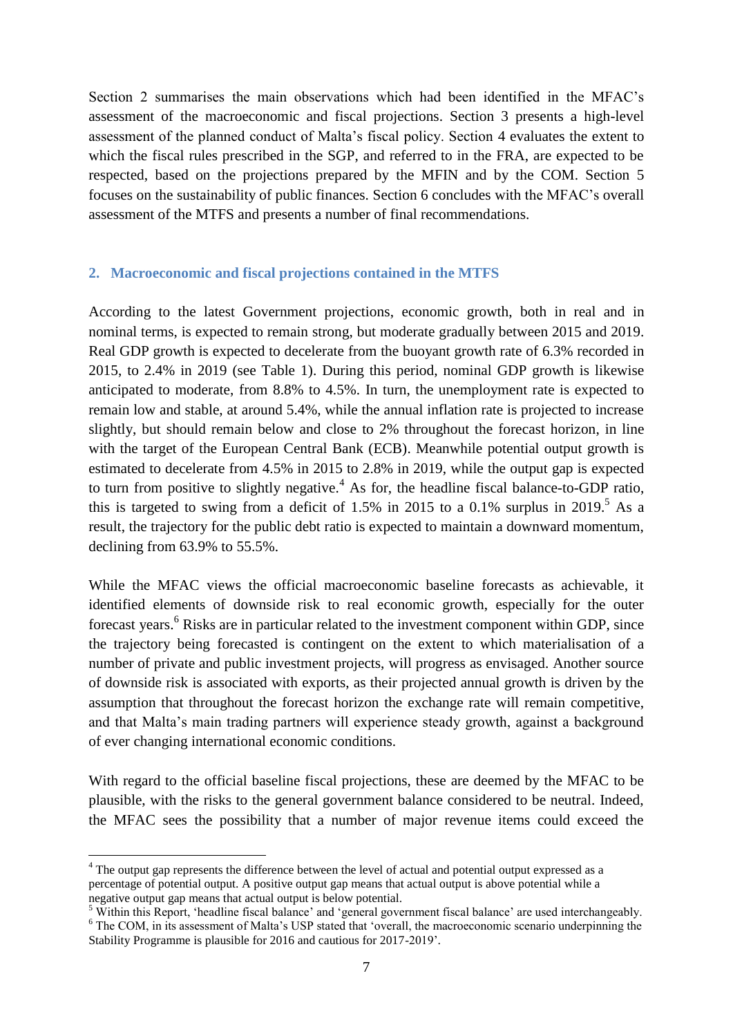Section 2 summarises the main observations which had been identified in the MFAC's assessment of the macroeconomic and fiscal projections. Section 3 presents a high-level assessment of the planned conduct of Malta's fiscal policy. Section 4 evaluates the extent to which the fiscal rules prescribed in the SGP, and referred to in the FRA, are expected to be respected, based on the projections prepared by the MFIN and by the COM. Section 5 focuses on the sustainability of public finances. Section 6 concludes with the MFAC's overall assessment of the MTFS and presents a number of final recommendations.

## 2. Macroeconomic and fiscal projections contained in the MTFS

According to the latest Government projections, economic growth, both in real and in nominal terms, is expected to remain strong, but moderate gradually between 2015 and 2019. Real GDP growth is expected to decelerate from the buoyant growth rate of 6.3% recorded in 2015, to 2.4% in 2019 (see Table 1). During this period, nominal GDP growth is likewise anticipated to moderate, from 8.8% to 4.5%. In turn, the unemployment rate is expected to remain low and stable, at around 5.4%, while the annual inflation rate is projected to increase slightly, but should remain below and close to 2% throughout the forecast horizon, in line with the target of the European Central Bank (ECB). Meanwhile potential output growth is estimated to decelerate from 4.5% in 2015 to 2.8% in 2019, while the output gap is expected to turn from positive to slightly negative.[4] As for, the headline fiscal balance-to-GDP ratio, this is targeted to swing from a deficit of 1.5% in 2015 to a 0.1% surplus in 2019.[5] As a result, the trajectory for the public debt ratio is expected to maintain a downward momentum, declining from 63.9% to 55.5%.

While the MFAC views the official macroeconomic baseline forecasts as achievable, it identified elements of downside risk to real economic growth, especially for the outer forecast years.[6] Risks are in particular related to the investment component within GDP, since the trajectory being forecasted is contingent on the extent to which materialisation of a number of private and public investment projects, will progress as envisaged. Another source of downside risk is associated with exports, as their projected annual growth is driven by the assumption that throughout the forecast horizon the exchange rate will remain competitive, and that Malta's main trading partners will experience steady growth, against a background of ever changing international economic conditions.

With regard to the official baseline fiscal projections, these are deemed by the MFAC to be plausible, with the risks to the general government balance considered to be neutral. Indeed, the MFAC sees the possibility that a number of major revenue items could exceed the

---

[4] The output gap represents the difference between the level of actual and potential output expressed as a percentage of potential output. A positive output gap means that actual output is above potential while a negative output gap means that actual output is below potential.

[5] Within this Report, 'headline fiscal balance' and 'general government fiscal balance' are used interchangeably.

[6] The COM, in its assessment of Malta's USP stated that 'overall, the macroeconomic scenario underpinning the Stability Programme is plausible for 2016 and cautious for 2017-2019'.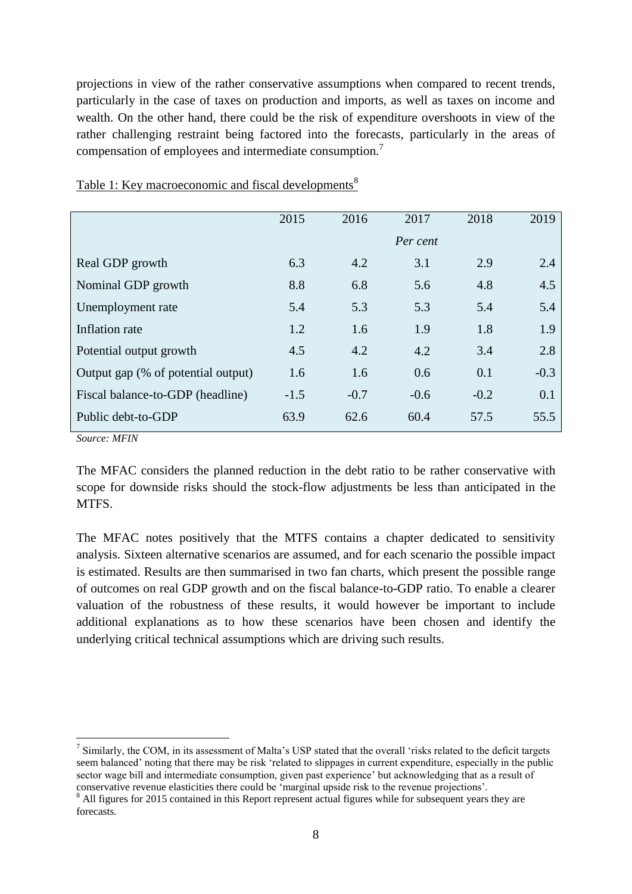projections in view of the rather conservative assumptions when compared to recent trends, particularly in the case of taxes on production and imports, as well as taxes on income and wealth. On the other hand, there could be the risk of expenditure overshoots in view of the rather challenging restraint being factored into the forecasts, particularly in the areas of compensation of employees and intermediate consumption.[7]

Table 1: Key macroeconomic and fiscal developments[8]

| | 2015 | 2016 | 2017 | 2018 | 2019 |
|---|---|---|---|---|---|
| | | | *Per cent* | | |
| Real GDP growth | 6.3 | 4.2 | 3.1 | 2.9 | 2.4 |
| Nominal GDP growth | 8.8 | 6.8 | 5.6 | 4.8 | 4.5 |
| Unemployment rate | 5.4 | 5.3 | 5.3 | 5.4 | 5.4 |
| Inflation rate | 1.2 | 1.6 | 1.9 | 1.8 | 1.9 |
| Potential output growth | 4.5 | 4.2 | 4.2 | 3.4 | 2.8 |
| Output gap (% of potential output) | 1.6 | 1.6 | 0.6 | 0.1 | -0.3 |
| Fiscal balance-to-GDP (headline) | -1.5 | -0.7 | -0.6 | -0.2 | 0.1 |
| Public debt-to-GDP | 63.9 | 62.6 | 60.4 | 57.5 | 55.5 |

*Source: MFIN*

The MFAC considers the planned reduction in the debt ratio to be rather conservative with scope for downside risks should the stock-flow adjustments be less than anticipated in the MTFS.

The MFAC notes positively that the MTFS contains a chapter dedicated to sensitivity analysis. Sixteen alternative scenarios are assumed, and for each scenario the possible impact is estimated. Results are then summarised in two fan charts, which present the possible range of outcomes on real GDP growth and on the fiscal balance-to-GDP ratio. To enable a clearer valuation of the robustness of these results, it would however be important to include additional explanations as to how these scenarios have been chosen and identify the underlying critical technical assumptions which are driving such results.

[7] Similarly, the COM, in its assessment of Malta's USP stated that the overall 'risks related to the deficit targets seem balanced' noting that there may be risk 'related to slippages in current expenditure, especially in the public sector wage bill and intermediate consumption, given past experience' but acknowledging that as a result of conservative revenue elasticities there could be 'marginal upside risk to the revenue projections'.

[8] All figures for 2015 contained in this Report represent actual figures while for subsequent years they are forecasts.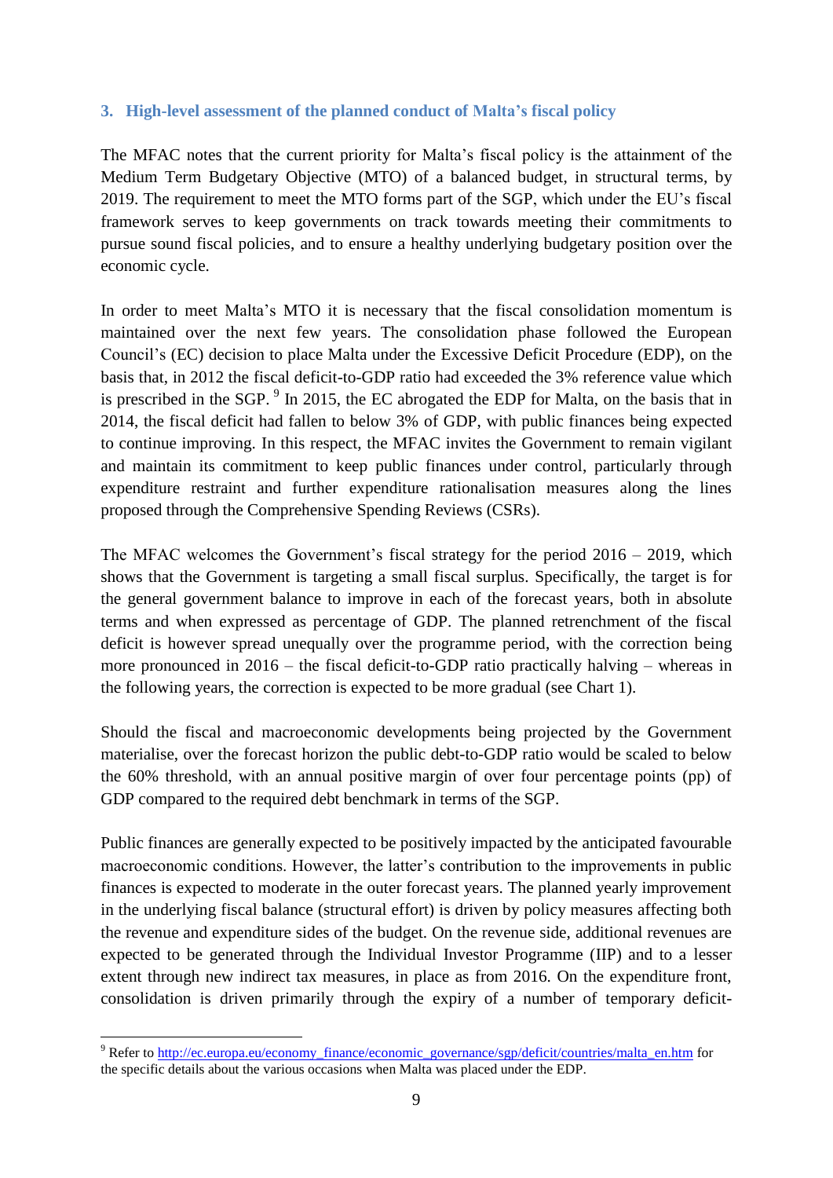### 3. High-level assessment of the planned conduct of Malta's fiscal policy

The MFAC notes that the current priority for Malta's fiscal policy is the attainment of the Medium Term Budgetary Objective (MTO) of a balanced budget, in structural terms, by 2019. The requirement to meet the MTO forms part of the SGP, which under the EU's fiscal framework serves to keep governments on track towards meeting their commitments to pursue sound fiscal policies, and to ensure a healthy underlying budgetary position over the economic cycle.

In order to meet Malta's MTO it is necessary that the fiscal consolidation momentum is maintained over the next few years. The consolidation phase followed the European Council's (EC) decision to place Malta under the Excessive Deficit Procedure (EDP), on the basis that, in 2012 the fiscal deficit-to-GDP ratio had exceeded the 3% reference value which is prescribed in the SGP.[9] In 2015, the EC abrogated the EDP for Malta, on the basis that in 2014, the fiscal deficit had fallen to below 3% of GDP, with public finances being expected to continue improving. In this respect, the MFAC invites the Government to remain vigilant and maintain its commitment to keep public finances under control, particularly through expenditure restraint and further expenditure rationalisation measures along the lines proposed through the Comprehensive Spending Reviews (CSRs).

The MFAC welcomes the Government's fiscal strategy for the period 2016 – 2019, which shows that the Government is targeting a small fiscal surplus. Specifically, the target is for the general government balance to improve in each of the forecast years, both in absolute terms and when expressed as percentage of GDP. The planned retrenchment of the fiscal deficit is however spread unequally over the programme period, with the correction being more pronounced in 2016 – the fiscal deficit-to-GDP ratio practically halving – whereas in the following years, the correction is expected to be more gradual (see Chart 1).

Should the fiscal and macroeconomic developments being projected by the Government materialise, over the forecast horizon the public debt-to-GDP ratio would be scaled to below the 60% threshold, with an annual positive margin of over four percentage points (pp) of GDP compared to the required debt benchmark in terms of the SGP.

Public finances are generally expected to be positively impacted by the anticipated favourable macroeconomic conditions. However, the latter's contribution to the improvements in public finances is expected to moderate in the outer forecast years. The planned yearly improvement in the underlying fiscal balance (structural effort) is driven by policy measures affecting both the revenue and expenditure sides of the budget. On the revenue side, additional revenues are expected to be generated through the Individual Investor Programme (IIP) and to a lesser extent through new indirect tax measures, in place as from 2016. On the expenditure front, consolidation is driven primarily through the expiry of a number of temporary deficit-

[9] Refer to http://ec.europa.eu/economy_finance/economic_governance/sgp/deficit/countries/malta_en.htm for the specific details about the various occasions when Malta was placed under the EDP.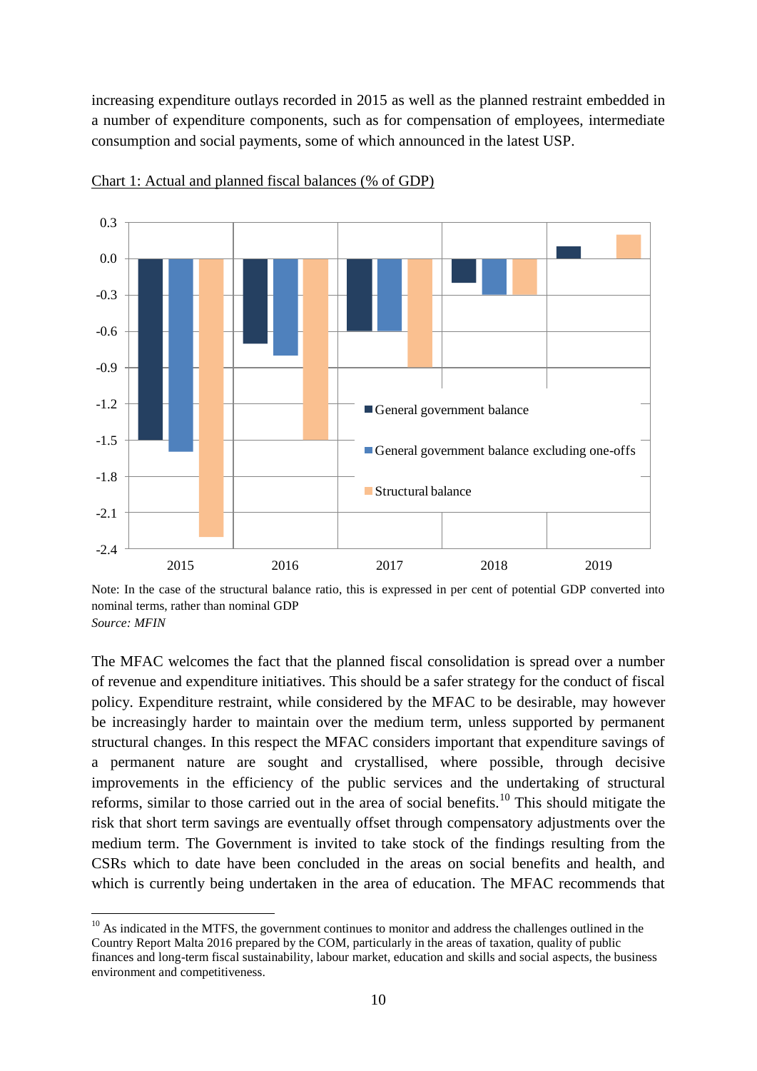increasing expenditure outlays recorded in 2015 as well as the planned restraint embedded in a number of expenditure components, such as for compensation of employees, intermediate consumption and social payments, some of which announced in the latest USP.

Chart 1: Actual and planned fiscal balances (% of GDP)

| | General government balance | General government balance excluding one-offs | Structural balance |
|---|---|---|---|
| 2015 | -1.5 | -1.6 | -2.3 |
| 2016 | -0.7 | -0.8 | -1.5 |
| 2017 | -0.6 | -0.6 | -0.9 |
| 2018 | -0.2 | -0.3 | -0.3 |
| 2019 | 0.1 | | 0.2 |

Note: In the case of the structural balance ratio, this is expressed in per cent of potential GDP converted into nominal terms, rather than nominal GDP

*Source: MFIN*

The MFAC welcomes the fact that the planned fiscal consolidation is spread over a number of revenue and expenditure initiatives. This should be a safer strategy for the conduct of fiscal policy. Expenditure restraint, while considered by the MFAC to be desirable, may however be increasingly harder to maintain over the medium term, unless supported by permanent structural changes. In this respect the MFAC considers important that expenditure savings of a permanent nature are sought and crystallised, where possible, through decisive improvements in the efficiency of the public services and the undertaking of structural reforms, similar to those carried out in the area of social benefits.[10] This should mitigate the risk that short term savings are eventually offset through compensatory adjustments over the medium term. The Government is invited to take stock of the findings resulting from the CSRs which to date have been concluded in the areas on social benefits and health, and which is currently being undertaken in the area of education. The MFAC recommends that

[10] As indicated in the MTFS, the government continues to monitor and address the challenges outlined in the Country Report Malta 2016 prepared by the COM, particularly in the areas of taxation, quality of public finances and long-term fiscal sustainability, labour market, education and skills and social aspects, the business environment and competitiveness.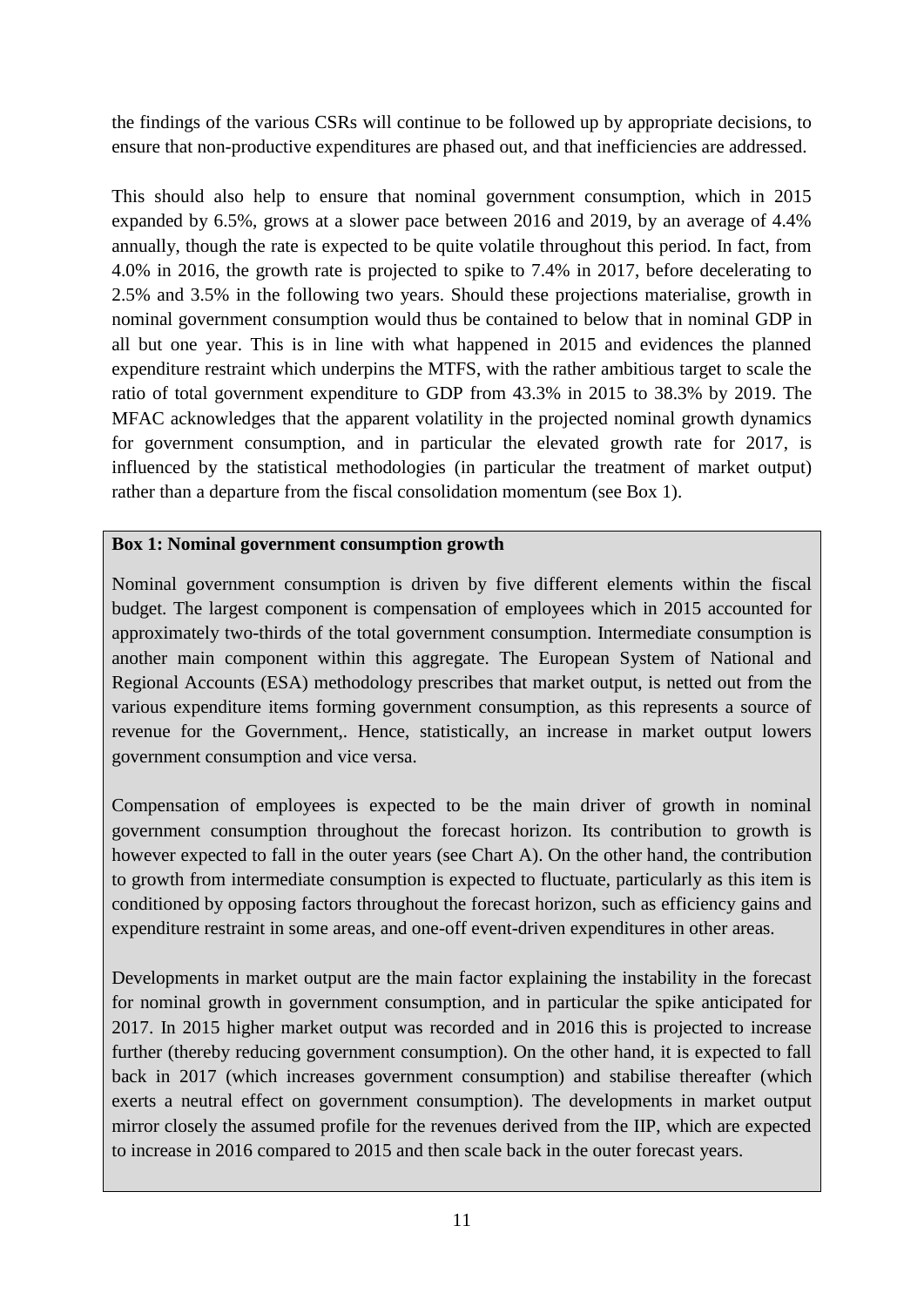the findings of the various CSRs will continue to be followed up by appropriate decisions, to ensure that non-productive expenditures are phased out, and that inefficiencies are addressed.

This should also help to ensure that nominal government consumption, which in 2015 expanded by 6.5%, grows at a slower pace between 2016 and 2019, by an average of 4.4% annually, though the rate is expected to be quite volatile throughout this period. In fact, from 4.0% in 2016, the growth rate is projected to spike to 7.4% in 2017, before decelerating to 2.5% and 3.5% in the following two years. Should these projections materialise, growth in nominal government consumption would thus be contained to below that in nominal GDP in all but one year. This is in line with what happened in 2015 and evidences the planned expenditure restraint which underpins the MTFS, with the rather ambitious target to scale the ratio of total government expenditure to GDP from 43.3% in 2015 to 38.3% by 2019. The MFAC acknowledges that the apparent volatility in the projected nominal growth dynamics for government consumption, and in particular the elevated growth rate for 2017, is influenced by the statistical methodologies (in particular the treatment of market output) rather than a departure from the fiscal consolidation momentum (see Box 1).

**Box 1: Nominal government consumption growth**

Nominal government consumption is driven by five different elements within the fiscal budget. The largest component is compensation of employees which in 2015 accounted for approximately two-thirds of the total government consumption. Intermediate consumption is another main component within this aggregate. The European System of National and Regional Accounts (ESA) methodology prescribes that market output, is netted out from the various expenditure items forming government consumption, as this represents a source of revenue for the Government,. Hence, statistically, an increase in market output lowers government consumption and vice versa.

Compensation of employees is expected to be the main driver of growth in nominal government consumption throughout the forecast horizon. Its contribution to growth is however expected to fall in the outer years (see Chart A). On the other hand, the contribution to growth from intermediate consumption is expected to fluctuate, particularly as this item is conditioned by opposing factors throughout the forecast horizon, such as efficiency gains and expenditure restraint in some areas, and one-off event-driven expenditures in other areas.

Developments in market output are the main factor explaining the instability in the forecast for nominal growth in government consumption, and in particular the spike anticipated for 2017. In 2015 higher market output was recorded and in 2016 this is projected to increase further (thereby reducing government consumption). On the other hand, it is expected to fall back in 2017 (which increases government consumption) and stabilise thereafter (which exerts a neutral effect on government consumption). The developments in market output mirror closely the assumed profile for the revenues derived from the IIP, which are expected to increase in 2016 compared to 2015 and then scale back in the outer forecast years.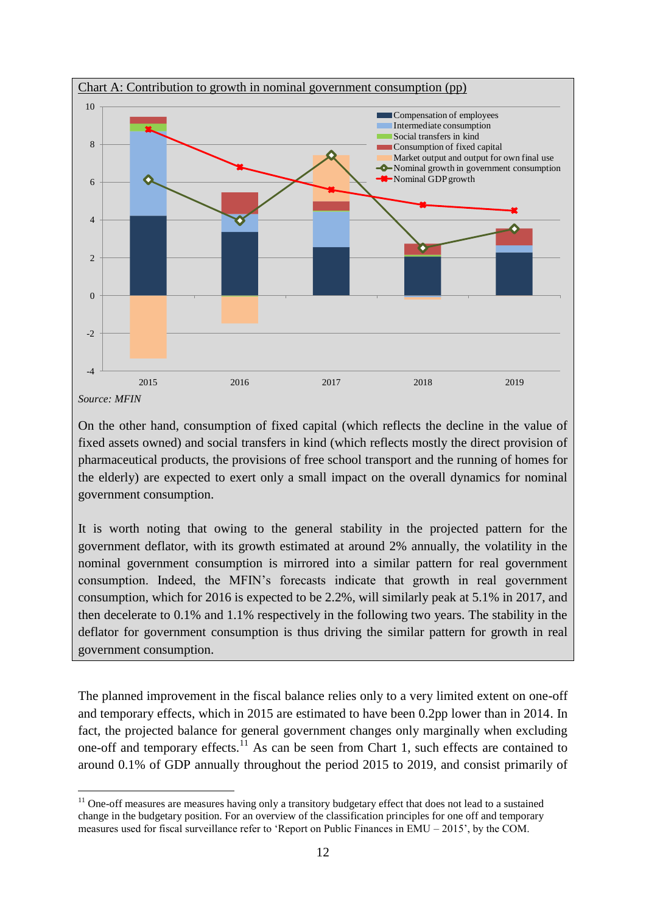Chart A: Contribution to growth in nominal government consumption (pp)

*Source: MFIN*

On the other hand, consumption of fixed capital (which reflects the decline in the value of fixed assets owned) and social transfers in kind (which reflects mostly the direct provision of pharmaceutical products, the provisions of free school transport and the running of homes for the elderly) are expected to exert only a small impact on the overall dynamics for nominal government consumption.

It is worth noting that owing to the general stability in the projected pattern for the government deflator, with its growth estimated at around 2% annually, the volatility in the nominal government consumption is mirrored into a similar pattern for real government consumption. Indeed, the MFIN's forecasts indicate that growth in real government consumption, which for 2016 is expected to be 2.2%, will similarly peak at 5.1% in 2017, and then decelerate to 0.1% and 1.1% respectively in the following two years. The stability in the deflator for government consumption is thus driving the similar pattern for growth in real government consumption.

The planned improvement in the fiscal balance relies only to a very limited extent on one-off and temporary effects, which in 2015 are estimated to have been 0.2pp lower than in 2014. In fact, the projected balance for general government changes only marginally when excluding one-off and temporary effects.[11] As can be seen from Chart 1, such effects are contained to around 0.1% of GDP annually throughout the period 2015 to 2019, and consist primarily of

[11] One-off measures are measures having only a transitory budgetary effect that does not lead to a sustained change in the budgetary position. For an overview of the classification principles for one off and temporary measures used for fiscal surveillance refer to 'Report on Public Finances in EMU – 2015', by the COM.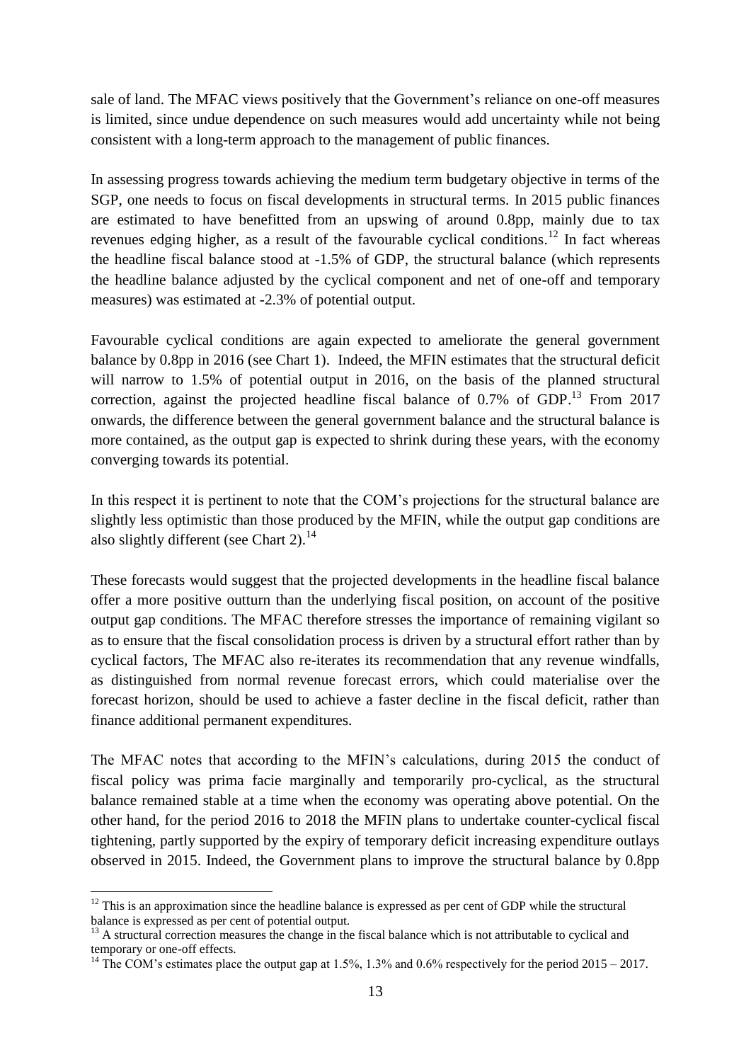sale of land. The MFAC views positively that the Government's reliance on one-off measures is limited, since undue dependence on such measures would add uncertainty while not being consistent with a long-term approach to the management of public finances.

In assessing progress towards achieving the medium term budgetary objective in terms of the SGP, one needs to focus on fiscal developments in structural terms. In 2015 public finances are estimated to have benefitted from an upswing of around 0.8pp, mainly due to tax revenues edging higher, as a result of the favourable cyclical conditions.[12] In fact whereas the headline fiscal balance stood at -1.5% of GDP, the structural balance (which represents the headline balance adjusted by the cyclical component and net of one-off and temporary measures) was estimated at -2.3% of potential output.

Favourable cyclical conditions are again expected to ameliorate the general government balance by 0.8pp in 2016 (see Chart 1). Indeed, the MFIN estimates that the structural deficit will narrow to 1.5% of potential output in 2016, on the basis of the planned structural correction, against the projected headline fiscal balance of 0.7% of GDP.[13] From 2017 onwards, the difference between the general government balance and the structural balance is more contained, as the output gap is expected to shrink during these years, with the economy converging towards its potential.

In this respect it is pertinent to note that the COM's projections for the structural balance are slightly less optimistic than those produced by the MFIN, while the output gap conditions are also slightly different (see Chart 2).[14]

These forecasts would suggest that the projected developments in the headline fiscal balance offer a more positive outturn than the underlying fiscal position, on account of the positive output gap conditions. The MFAC therefore stresses the importance of remaining vigilant so as to ensure that the fiscal consolidation process is driven by a structural effort rather than by cyclical factors, The MFAC also re-iterates its recommendation that any revenue windfalls, as distinguished from normal revenue forecast errors, which could materialise over the forecast horizon, should be used to achieve a faster decline in the fiscal deficit, rather than finance additional permanent expenditures.

The MFAC notes that according to the MFIN's calculations, during 2015 the conduct of fiscal policy was prima facie marginally and temporarily pro-cyclical, as the structural balance remained stable at a time when the economy was operating above potential. On the other hand, for the period 2016 to 2018 the MFIN plans to undertake counter-cyclical fiscal tightening, partly supported by the expiry of temporary deficit increasing expenditure outlays observed in 2015. Indeed, the Government plans to improve the structural balance by 0.8pp

[12] This is an approximation since the headline balance is expressed as per cent of GDP while the structural balance is expressed as per cent of potential output.

[13] A structural correction measures the change in the fiscal balance which is not attributable to cyclical and temporary or one-off effects.

[14] The COM's estimates place the output gap at 1.5%, 1.3% and 0.6% respectively for the period 2015 – 2017.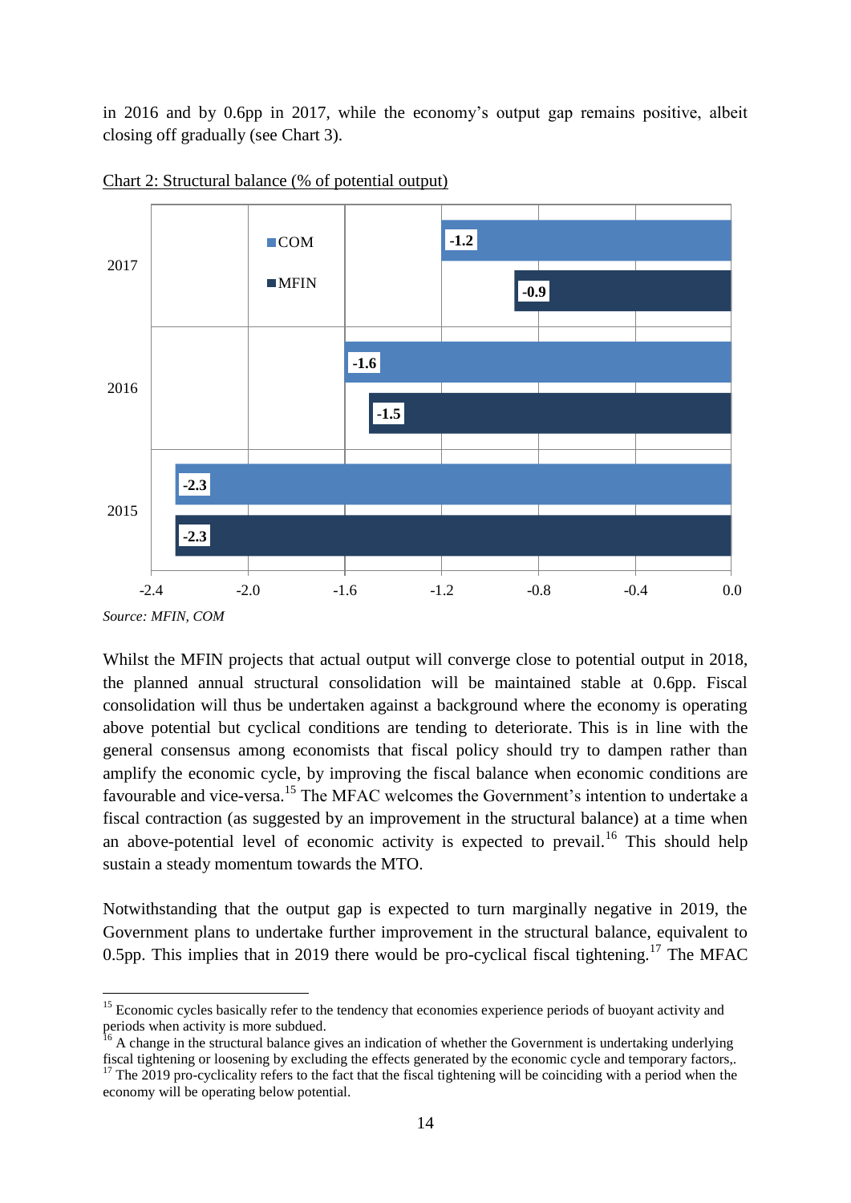in 2016 and by 0.6pp in 2017, while the economy's output gap remains positive, albeit closing off gradually (see Chart 3).

Chart 2: Structural balance (% of potential output)

| | COM | MFIN |
|---|---|---|
| 2015 | -2.3 | -2.3 |
| 2016 | -1.6 | -1.5 |
| 2017 | -1.2 | -0.9 |

*Source: MFIN, COM*

Whilst the MFIN projects that actual output will converge close to potential output in 2018, the planned annual structural consolidation will be maintained stable at 0.6pp. Fiscal consolidation will thus be undertaken against a background where the economy is operating above potential but cyclical conditions are tending to deteriorate. This is in line with the general consensus among economists that fiscal policy should try to dampen rather than amplify the economic cycle, by improving the fiscal balance when economic conditions are favourable and vice-versa.[15] The MFAC welcomes the Government's intention to undertake a fiscal contraction (as suggested by an improvement in the structural balance) at a time when an above-potential level of economic activity is expected to prevail.[16] This should help sustain a steady momentum towards the MTO.

Notwithstanding that the output gap is expected to turn marginally negative in 2019, the Government plans to undertake further improvement in the structural balance, equivalent to 0.5pp. This implies that in 2019 there would be pro-cyclical fiscal tightening.[17] The MFAC

---

[15] Economic cycles basically refer to the tendency that economies experience periods of buoyant activity and periods when activity is more subdued.

[16] A change in the structural balance gives an indication of whether the Government is undertaking underlying fiscal tightening or loosening by excluding the effects generated by the economic cycle and temporary factors,.

[17] The 2019 pro-cyclicality refers to the fact that the fiscal tightening will be coinciding with a period when the economy will be operating below potential.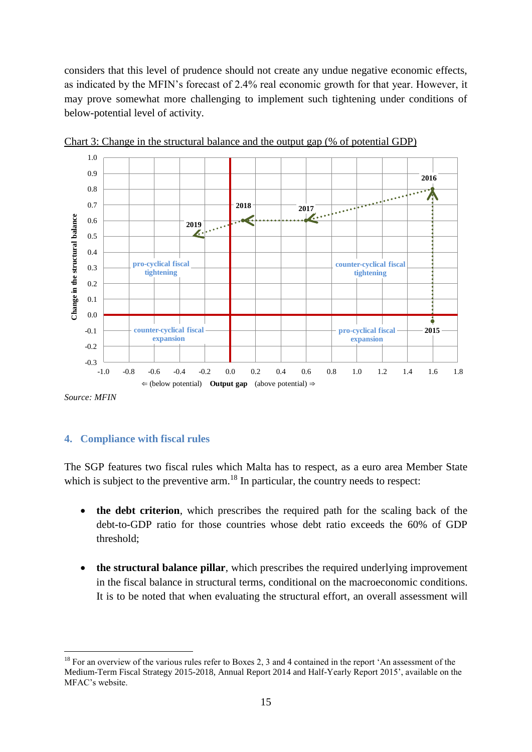considers that this level of prudence should not create any undue negative economic effects, as indicated by the MFIN's forecast of 2.4% real economic growth for that year. However, it may prove somewhat more challenging to implement such tightening under conditions of below-potential level of activity.

Chart 3: Change in the structural balance and the output gap (% of potential GDP)

Source: MFIN

## 4. Compliance with fiscal rules

The SGP features two fiscal rules which Malta has to respect, as a euro area Member State which is subject to the preventive arm.[18] In particular, the country needs to respect:

- **the debt criterion**, which prescribes the required path for the scaling back of the debt-to-GDP ratio for those countries whose debt ratio exceeds the 60% of GDP threshold;
- **the structural balance pillar**, which prescribes the required underlying improvement in the fiscal balance in structural terms, conditional on the macroeconomic conditions. It is to be noted that when evaluating the structural effort, an overall assessment will

[18] For an overview of the various rules refer to Boxes 2, 3 and 4 contained in the report 'An assessment of the Medium-Term Fiscal Strategy 2015-2018, Annual Report 2014 and Half-Yearly Report 2015', available on the MFAC's website.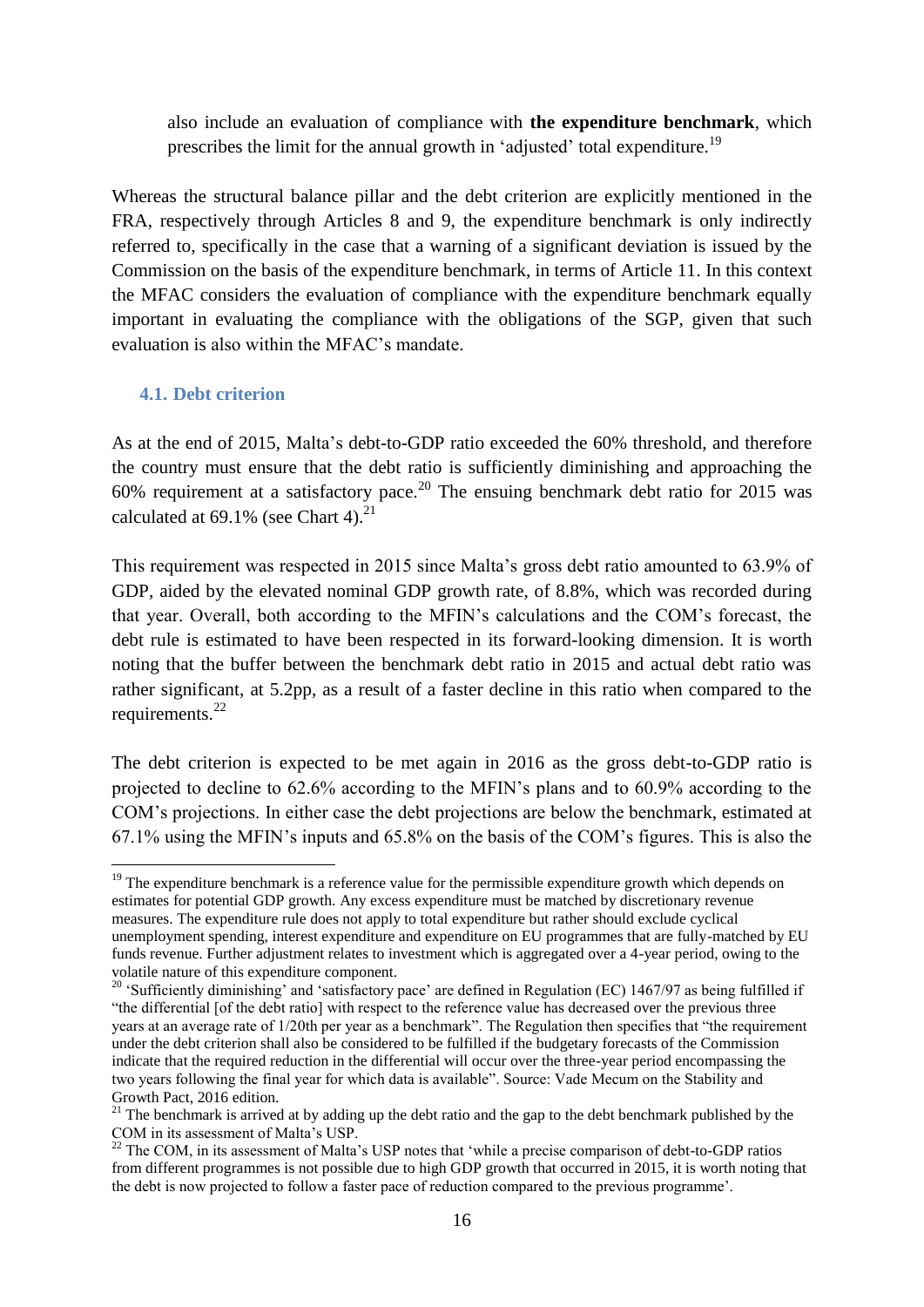also include an evaluation of compliance with **the expenditure benchmark**, which prescribes the limit for the annual growth in 'adjusted' total expenditure.[19]

Whereas the structural balance pillar and the debt criterion are explicitly mentioned in the FRA, respectively through Articles 8 and 9, the expenditure benchmark is only indirectly referred to, specifically in the case that a warning of a significant deviation is issued by the Commission on the basis of the expenditure benchmark, in terms of Article 11. In this context the MFAC considers the evaluation of compliance with the expenditure benchmark equally important in evaluating the compliance with the obligations of the SGP, given that such evaluation is also within the MFAC's mandate.

### 4.1. Debt criterion

As at the end of 2015, Malta's debt-to-GDP ratio exceeded the 60% threshold, and therefore the country must ensure that the debt ratio is sufficiently diminishing and approaching the 60% requirement at a satisfactory pace.[20] The ensuing benchmark debt ratio for 2015 was calculated at 69.1% (see Chart 4).[21]

This requirement was respected in 2015 since Malta's gross debt ratio amounted to 63.9% of GDP, aided by the elevated nominal GDP growth rate, of 8.8%, which was recorded during that year. Overall, both according to the MFIN's calculations and the COM's forecast, the debt rule is estimated to have been respected in its forward-looking dimension. It is worth noting that the buffer between the benchmark debt ratio in 2015 and actual debt ratio was rather significant, at 5.2pp, as a result of a faster decline in this ratio when compared to the requirements.[22]

The debt criterion is expected to be met again in 2016 as the gross debt-to-GDP ratio is projected to decline to 62.6% according to the MFIN's plans and to 60.9% according to the COM's projections. In either case the debt projections are below the benchmark, estimated at 67.1% using the MFIN's inputs and 65.8% on the basis of the COM's figures. This is also the

---

[19] The expenditure benchmark is a reference value for the permissible expenditure growth which depends on estimates for potential GDP growth. Any excess expenditure must be matched by discretionary revenue measures. The expenditure rule does not apply to total expenditure but rather should exclude cyclical unemployment spending, interest expenditure and expenditure on EU programmes that are fully-matched by EU funds revenue. Further adjustment relates to investment which is aggregated over a 4-year period, owing to the volatile nature of this expenditure component.

[20] 'Sufficiently diminishing' and 'satisfactory pace' are defined in Regulation (EC) 1467/97 as being fulfilled if "the differential [of the debt ratio] with respect to the reference value has decreased over the previous three years at an average rate of 1/20th per year as a benchmark". The Regulation then specifies that "the requirement under the debt criterion shall also be considered to be fulfilled if the budgetary forecasts of the Commission indicate that the required reduction in the differential will occur over the three-year period encompassing the two years following the final year for which data is available". Source: Vade Mecum on the Stability and Growth Pact, 2016 edition.

[21] The benchmark is arrived at by adding up the debt ratio and the gap to the debt benchmark published by the COM in its assessment of Malta's USP.

[22] The COM, in its assessment of Malta's USP notes that 'while a precise comparison of debt-to-GDP ratios from different programmes is not possible due to high GDP growth that occurred in 2015, it is worth noting that the debt is now projected to follow a faster pace of reduction compared to the previous programme'.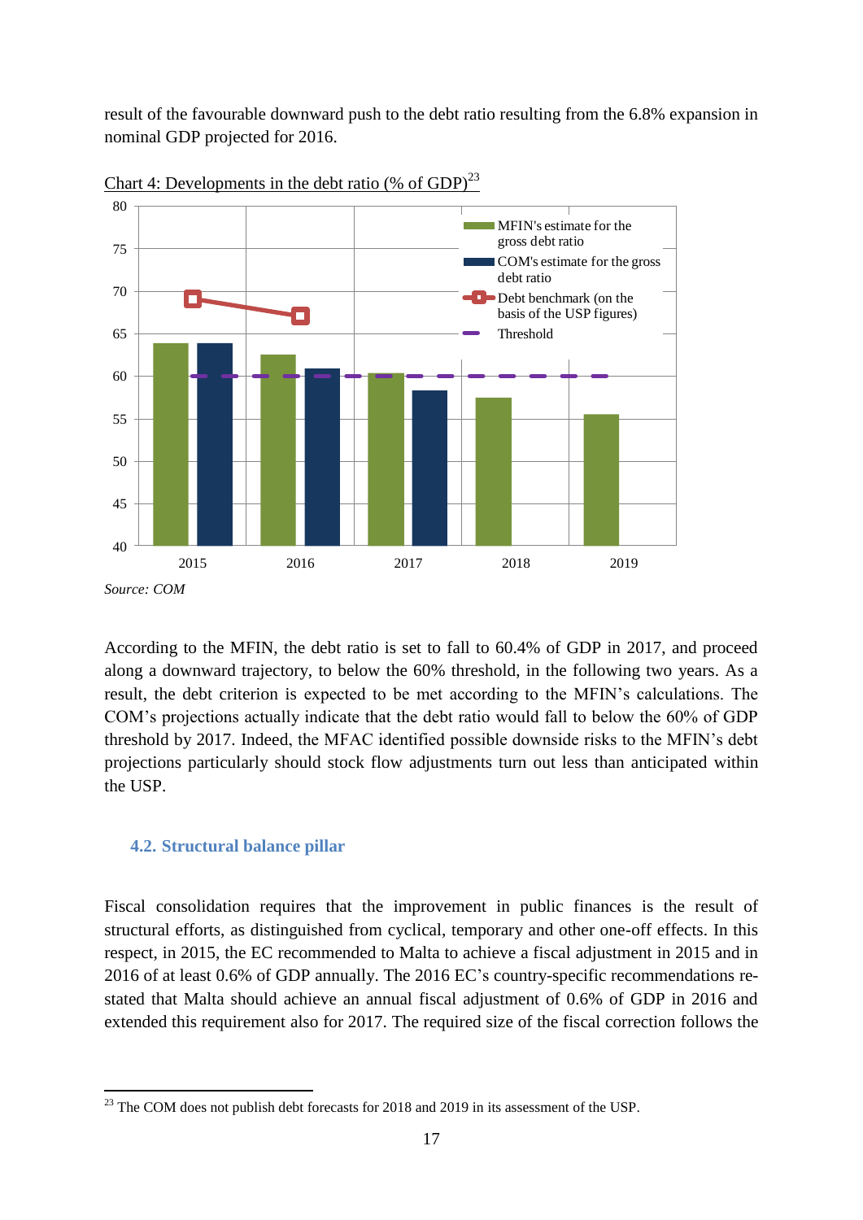result of the favourable downward push to the debt ratio resulting from the 6.8% expansion in nominal GDP projected for 2016.

Chart 4: Developments in the debt ratio (% of GDP)[23]

Source: COM

According to the MFIN, the debt ratio is set to fall to 60.4% of GDP in 2017, and proceed along a downward trajectory, to below the 60% threshold, in the following two years. As a result, the debt criterion is expected to be met according to the MFIN's calculations. The COM's projections actually indicate that the debt ratio would fall to below the 60% of GDP threshold by 2017. Indeed, the MFAC identified possible downside risks to the MFIN's debt projections particularly should stock flow adjustments turn out less than anticipated within the USP.

### 4.2. Structural balance pillar

Fiscal consolidation requires that the improvement in public finances is the result of structural efforts, as distinguished from cyclical, temporary and other one-off effects. In this respect, in 2015, the EC recommended to Malta to achieve a fiscal adjustment in 2015 and in 2016 of at least 0.6% of GDP annually. The 2016 EC's country-specific recommendations re-stated that Malta should achieve an annual fiscal adjustment of 0.6% of GDP in 2016 and extended this requirement also for 2017. The required size of the fiscal correction follows the

[23] The COM does not publish debt forecasts for 2018 and 2019 in its assessment of the USP.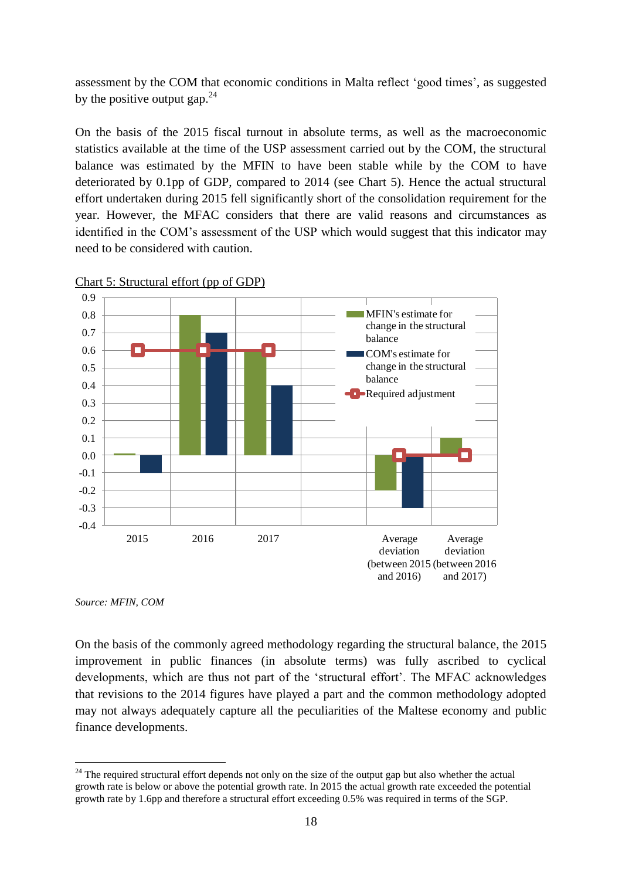assessment by the COM that economic conditions in Malta reflect 'good times', as suggested by the positive output gap.[24]

On the basis of the 2015 fiscal turnout in absolute terms, as well as the macroeconomic statistics available at the time of the USP assessment carried out by the COM, the structural balance was estimated by the MFIN to have been stable while by the COM to have deteriorated by 0.1pp of GDP, compared to 2014 (see Chart 5). Hence the actual structural effort undertaken during 2015 fell significantly short of the consolidation requirement for the year. However, the MFAC considers that there are valid reasons and circumstances as identified in the COM's assessment of the USP which would suggest that this indicator may need to be considered with caution.

Chart 5: Structural effort (pp of GDP)

| | MFIN's estimate for change in the structural balance | COM's estimate for change in the structural balance | Required adjustment |
|---|---|---|---|
| 2015 | 0.0 | -0.1 | 0.6 |
| 2016 | 0.8 | 0.7 | 0.6 |
| 2017 | 0.6 | 0.4 | 0.6 |
| Average deviation (between 2015 and 2016) | -0.2 | -0.3 | 0.0 |
| Average deviation (between 2016 and 2017) | 0.1 | | 0.0 |

*Source: MFIN, COM*

On the basis of the commonly agreed methodology regarding the structural balance, the 2015 improvement in public finances (in absolute terms) was fully ascribed to cyclical developments, which are thus not part of the 'structural effort'. The MFAC acknowledges that revisions to the 2014 figures have played a part and the common methodology adopted may not always adequately capture all the peculiarities of the Maltese economy and public finance developments.

[24] The required structural effort depends not only on the size of the output gap but also whether the actual growth rate is below or above the potential growth rate. In 2015 the actual growth rate exceeded the potential growth rate by 1.6pp and therefore a structural effort exceeding 0.5% was required in terms of the SGP.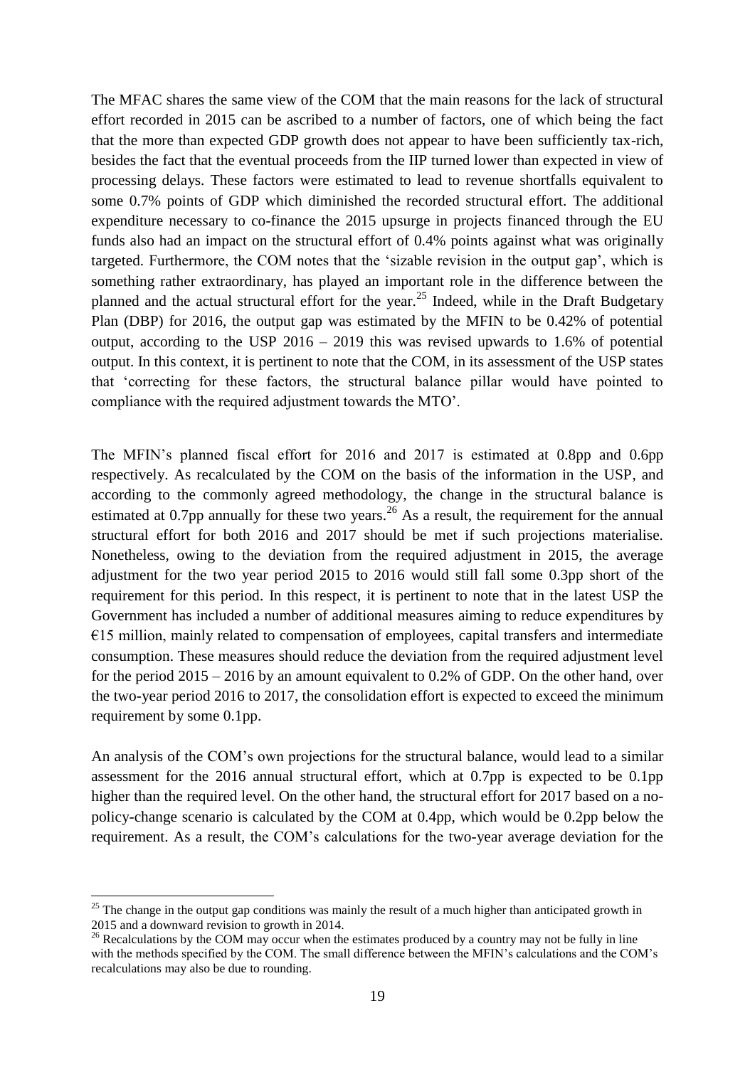The MFAC shares the same view of the COM that the main reasons for the lack of structural effort recorded in 2015 can be ascribed to a number of factors, one of which being the fact that the more than expected GDP growth does not appear to have been sufficiently tax-rich, besides the fact that the eventual proceeds from the IIP turned lower than expected in view of processing delays. These factors were estimated to lead to revenue shortfalls equivalent to some 0.7% points of GDP which diminished the recorded structural effort. The additional expenditure necessary to co-finance the 2015 upsurge in projects financed through the EU funds also had an impact on the structural effort of 0.4% points against what was originally targeted. Furthermore, the COM notes that the 'sizable revision in the output gap', which is something rather extraordinary, has played an important role in the difference between the planned and the actual structural effort for the year.[25] Indeed, while in the Draft Budgetary Plan (DBP) for 2016, the output gap was estimated by the MFIN to be 0.42% of potential output, according to the USP 2016 – 2019 this was revised upwards to 1.6% of potential output. In this context, it is pertinent to note that the COM, in its assessment of the USP states that 'correcting for these factors, the structural balance pillar would have pointed to compliance with the required adjustment towards the MTO'.

The MFIN's planned fiscal effort for 2016 and 2017 is estimated at 0.8pp and 0.6pp respectively. As recalculated by the COM on the basis of the information in the USP, and according to the commonly agreed methodology, the change in the structural balance is estimated at 0.7pp annually for these two years.[26] As a result, the requirement for the annual structural effort for both 2016 and 2017 should be met if such projections materialise. Nonetheless, owing to the deviation from the required adjustment in 2015, the average adjustment for the two year period 2015 to 2016 would still fall some 0.3pp short of the requirement for this period. In this respect, it is pertinent to note that in the latest USP the Government has included a number of additional measures aiming to reduce expenditures by €15 million, mainly related to compensation of employees, capital transfers and intermediate consumption. These measures should reduce the deviation from the required adjustment level for the period 2015 – 2016 by an amount equivalent to 0.2% of GDP. On the other hand, over the two-year period 2016 to 2017, the consolidation effort is expected to exceed the minimum requirement by some 0.1pp.

An analysis of the COM's own projections for the structural balance, would lead to a similar assessment for the 2016 annual structural effort, which at 0.7pp is expected to be 0.1pp higher than the required level. On the other hand, the structural effort for 2017 based on a no-policy-change scenario is calculated by the COM at 0.4pp, which would be 0.2pp below the requirement. As a result, the COM's calculations for the two-year average deviation for the

[25] The change in the output gap conditions was mainly the result of a much higher than anticipated growth in 2015 and a downward revision to growth in 2014.

[26] Recalculations by the COM may occur when the estimates produced by a country may not be fully in line with the methods specified by the COM. The small difference between the MFIN's calculations and the COM's recalculations may also be due to rounding.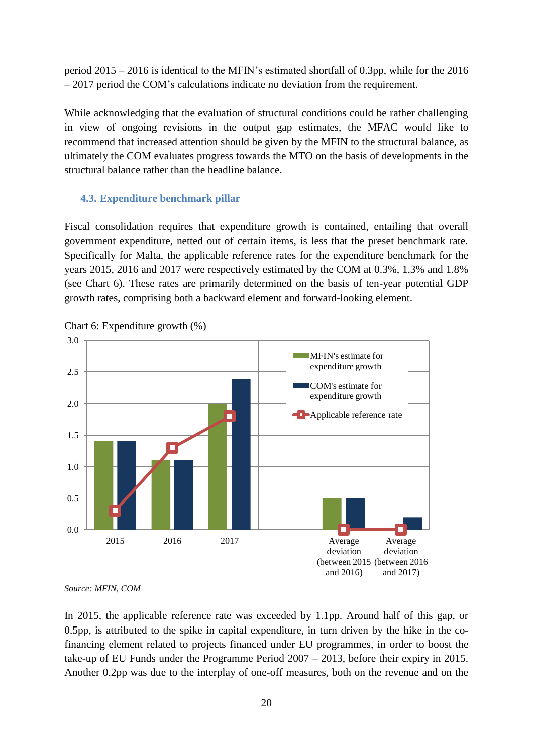period 2015 – 2016 is identical to the MFIN's estimated shortfall of 0.3pp, while for the 2016 – 2017 period the COM's calculations indicate no deviation from the requirement.

While acknowledging that the evaluation of structural conditions could be rather challenging in view of ongoing revisions in the output gap estimates, the MFAC would like to recommend that increased attention should be given by the MFIN to the structural balance, as ultimately the COM evaluates progress towards the MTO on the basis of developments in the structural balance rather than the headline balance.

### 4.3. Expenditure benchmark pillar

Fiscal consolidation requires that expenditure growth is contained, entailing that overall government expenditure, netted out of certain items, is less that the preset benchmark rate. Specifically for Malta, the applicable reference rates for the expenditure benchmark for the years 2015, 2016 and 2017 were respectively estimated by the COM at 0.3%, 1.3% and 1.8% (see Chart 6). These rates are primarily determined on the basis of ten-year potential GDP growth rates, comprising both a backward element and forward-looking element.

Chart 6: Expenditure growth (%)

Source: MFIN, COM

In 2015, the applicable reference rate was exceeded by 1.1pp. Around half of this gap, or 0.5pp, is attributed to the spike in capital expenditure, in turn driven by the hike in the co-financing element related to projects financed under EU programmes, in order to boost the take-up of EU Funds under the Programme Period 2007 – 2013, before their expiry in 2015. Another 0.2pp was due to the interplay of one-off measures, both on the revenue and on the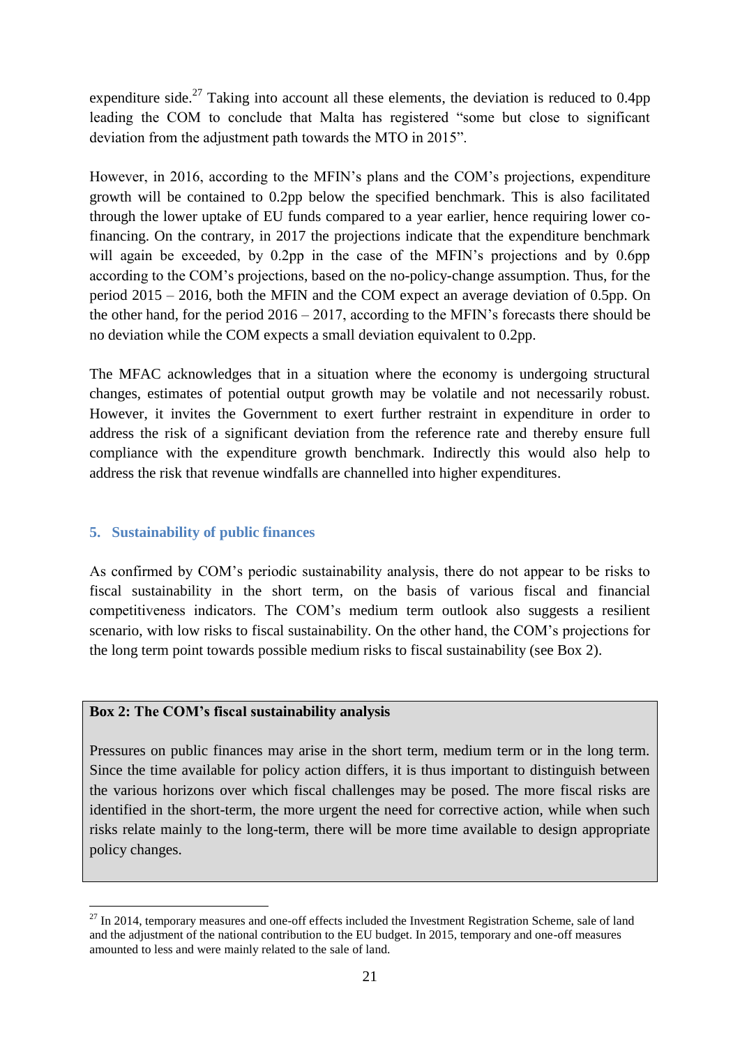expenditure side.[27] Taking into account all these elements, the deviation is reduced to 0.4pp leading the COM to conclude that Malta has registered "some but close to significant deviation from the adjustment path towards the MTO in 2015".

However, in 2016, according to the MFIN's plans and the COM's projections, expenditure growth will be contained to 0.2pp below the specified benchmark. This is also facilitated through the lower uptake of EU funds compared to a year earlier, hence requiring lower co-financing. On the contrary, in 2017 the projections indicate that the expenditure benchmark will again be exceeded, by 0.2pp in the case of the MFIN's projections and by 0.6pp according to the COM's projections, based on the no-policy-change assumption. Thus, for the period 2015 – 2016, both the MFIN and the COM expect an average deviation of 0.5pp. On the other hand, for the period 2016 – 2017, according to the MFIN's forecasts there should be no deviation while the COM expects a small deviation equivalent to 0.2pp.

The MFAC acknowledges that in a situation where the economy is undergoing structural changes, estimates of potential output growth may be volatile and not necessarily robust. However, it invites the Government to exert further restraint in expenditure in order to address the risk of a significant deviation from the reference rate and thereby ensure full compliance with the expenditure growth benchmark. Indirectly this would also help to address the risk that revenue windfalls are channelled into higher expenditures.

## 5. Sustainability of public finances

As confirmed by COM's periodic sustainability analysis, there do not appear to be risks to fiscal sustainability in the short term, on the basis of various fiscal and financial competitiveness indicators. The COM's medium term outlook also suggests a resilient scenario, with low risks to fiscal sustainability. On the other hand, the COM's projections for the long term point towards possible medium risks to fiscal sustainability (see Box 2).

**Box 2: The COM's fiscal sustainability analysis**

Pressures on public finances may arise in the short term, medium term or in the long term. Since the time available for policy action differs, it is thus important to distinguish between the various horizons over which fiscal challenges may be posed. The more fiscal risks are identified in the short-term, the more urgent the need for corrective action, while when such risks relate mainly to the long-term, there will be more time available to design appropriate policy changes.

[27] In 2014, temporary measures and one-off effects included the Investment Registration Scheme, sale of land and the adjustment of the national contribution to the EU budget. In 2015, temporary and one-off measures amounted to less and were mainly related to the sale of land.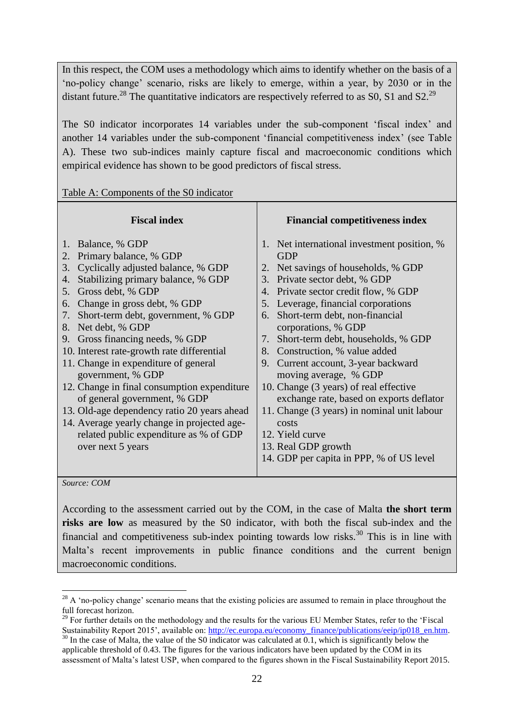In this respect, the COM uses a methodology which aims to identify whether on the basis of a 'no-policy change' scenario, risks are likely to emerge, within a year, by 2030 or in the distant future.[28] The quantitative indicators are respectively referred to as S0, S1 and S2.[29]

The S0 indicator incorporates 14 variables under the sub-component 'fiscal index' and another 14 variables under the sub-component 'financial competitiveness index' (see Table A). These two sub-indices mainly capture fiscal and macroeconomic conditions which empirical evidence has shown to be good predictors of fiscal stress.

Table A: Components of the S0 indicator

| Fiscal index | Financial competitiveness index |
|---|---|
| 1. Balance, % GDP | 1. Net international investment position, % GDP |
| 2. Primary balance, % GDP | 2. Net savings of households, % GDP |
| 3. Cyclically adjusted balance, % GDP | 3. Private sector debt, % GDP |
| 4. Stabilizing primary balance, % GDP | 4. Private sector credit flow, % GDP |
| 5. Gross debt, % GDP | 5. Leverage, financial corporations |
| 6. Change in gross debt, % GDP | 6. Short-term debt, non-financial corporations, % GDP |
| 7. Short-term debt, government, % GDP | 7. Short-term debt, households, % GDP |
| 8. Net debt, % GDP | 8. Construction, % value added |
| 9. Gross financing needs, % GDP | 9. Current account, 3-year backward moving average, % GDP |
| 10. Interest rate-growth rate differential | 10. Change (3 years) of real effective exchange rate, based on exports deflator |
| 11. Change in expenditure of general government, % GDP | 11. Change (3 years) in nominal unit labour costs |
| 12. Change in final consumption expenditure of general government, % GDP | 12. Yield curve |
| 13. Old-age dependency ratio 20 years ahead | 13. Real GDP growth |
| 14. Average yearly change in projected age-related public expenditure as % of GDP over next 5 years | 14. GDP per capita in PPP, % of US level |

*Source: COM*

According to the assessment carried out by the COM, in the case of Malta **the short term risks are low** as measured by the S0 indicator, with both the fiscal sub-index and the financial and competitiveness sub-index pointing towards low risks.[30] This is in line with Malta's recent improvements in public finance conditions and the current benign macroeconomic conditions.

---

[28] A 'no-policy change' scenario means that the existing policies are assumed to remain in place throughout the full forecast horizon.

[29] For further details on the methodology and the results for the various EU Member States, refer to the 'Fiscal Sustainability Report 2015', available on: http://ec.europa.eu/economy_finance/publications/eeip/ip018_en.htm.

[30] In the case of Malta, the value of the S0 indicator was calculated at 0.1, which is significantly below the applicable threshold of 0.43. The figures for the various indicators have been updated by the COM in its assessment of Malta's latest USP, when compared to the figures shown in the Fiscal Sustainability Report 2015.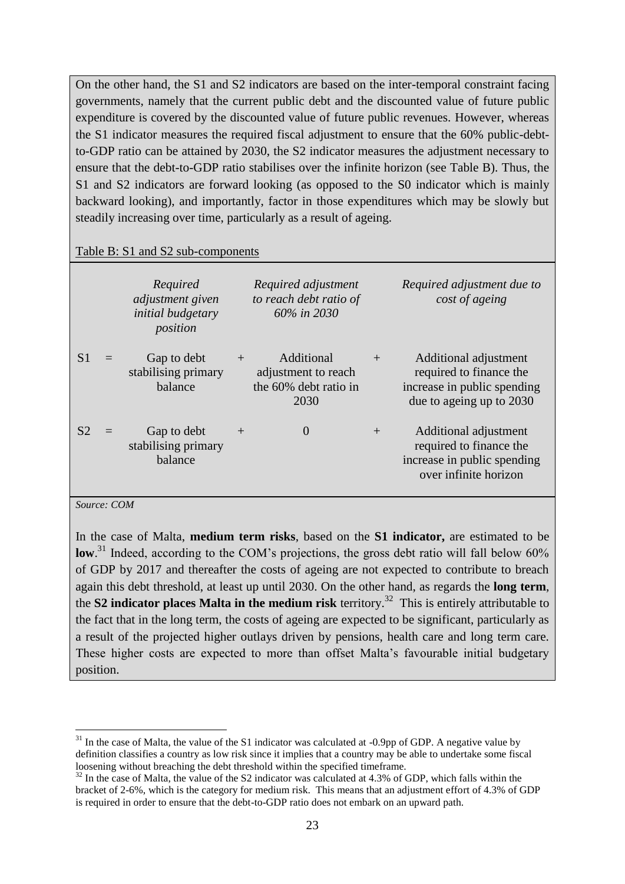On the other hand, the S1 and S2 indicators are based on the inter-temporal constraint facing governments, namely that the current public debt and the discounted value of future public expenditure is covered by the discounted value of future public revenues. However, whereas the S1 indicator measures the required fiscal adjustment to ensure that the 60% public-debt-to-GDP ratio can be attained by 2030, the S2 indicator measures the adjustment necessary to ensure that the debt-to-GDP ratio stabilises over the infinite horizon (see Table B). Thus, the S1 and S2 indicators are forward looking (as opposed to the S0 indicator which is mainly backward looking), and importantly, factor in those expenditures which may be slowly but steadily increasing over time, particularly as a result of ageing.

Table B: S1 and S2 sub-components

| | | *Required adjustment given initial budgetary position* | | *Required adjustment to reach debt ratio of 60% in 2030* | | *Required adjustment due to cost of ageing* |
|---|---|---|---|---|---|---|
| S1 | = | Gap to debt stabilising primary balance | + | Additional adjustment to reach the 60% debt ratio in 2030 | + | Additional adjustment required to finance the increase in public spending due to ageing up to 2030 |
| S2 | = | Gap to debt stabilising primary balance | + | 0 | + | Additional adjustment required to finance the increase in public spending over infinite horizon |

*Source: COM*

In the case of Malta, **medium term risks**, based on the **S1 indicator,** are estimated to be **low**.[31] Indeed, according to the COM's projections, the gross debt ratio will fall below 60% of GDP by 2017 and thereafter the costs of ageing are not expected to contribute to breach again this debt threshold, at least up until 2030. On the other hand, as regards the **long term**, the **S2 indicator places Malta in the medium risk** territory.[32] This is entirely attributable to the fact that in the long term, the costs of ageing are expected to be significant, particularly as a result of the projected higher outlays driven by pensions, health care and long term care. These higher costs are expected to more than offset Malta's favourable initial budgetary position.

[31] In the case of Malta, the value of the S1 indicator was calculated at -0.9pp of GDP. A negative value by definition classifies a country as low risk since it implies that a country may be able to undertake some fiscal loosening without breaching the debt threshold within the specified timeframe.

[32] In the case of Malta, the value of the S2 indicator was calculated at 4.3% of GDP, which falls within the bracket of 2-6%, which is the category for medium risk. This means that an adjustment effort of 4.3% of GDP is required in order to ensure that the debt-to-GDP ratio does not embark on an upward path.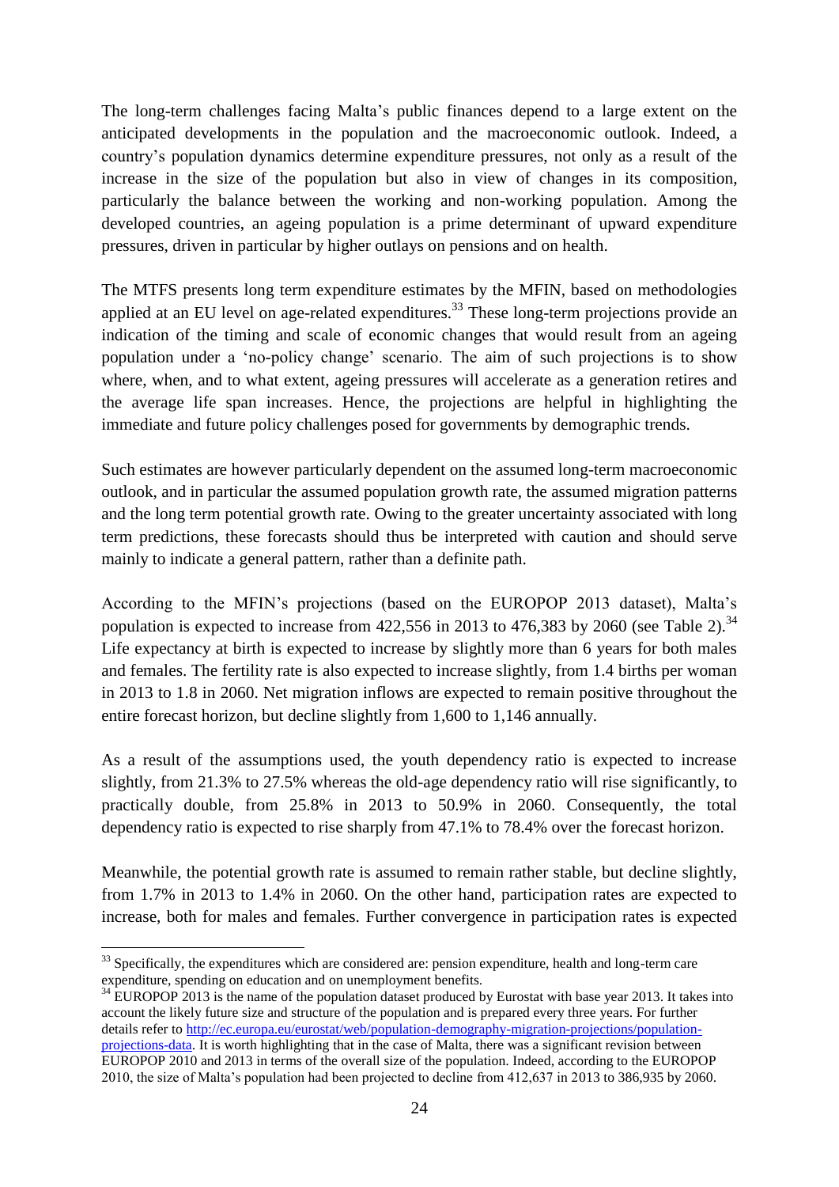The long-term challenges facing Malta's public finances depend to a large extent on the anticipated developments in the population and the macroeconomic outlook. Indeed, a country's population dynamics determine expenditure pressures, not only as a result of the increase in the size of the population but also in view of changes in its composition, particularly the balance between the working and non-working population. Among the developed countries, an ageing population is a prime determinant of upward expenditure pressures, driven in particular by higher outlays on pensions and on health.

The MTFS presents long term expenditure estimates by the MFIN, based on methodologies applied at an EU level on age-related expenditures.[33] These long-term projections provide an indication of the timing and scale of economic changes that would result from an ageing population under a 'no-policy change' scenario. The aim of such projections is to show where, when, and to what extent, ageing pressures will accelerate as a generation retires and the average life span increases. Hence, the projections are helpful in highlighting the immediate and future policy challenges posed for governments by demographic trends.

Such estimates are however particularly dependent on the assumed long-term macroeconomic outlook, and in particular the assumed population growth rate, the assumed migration patterns and the long term potential growth rate. Owing to the greater uncertainty associated with long term predictions, these forecasts should thus be interpreted with caution and should serve mainly to indicate a general pattern, rather than a definite path.

According to the MFIN's projections (based on the EUROPOP 2013 dataset), Malta's population is expected to increase from 422,556 in 2013 to 476,383 by 2060 (see Table 2).[34] Life expectancy at birth is expected to increase by slightly more than 6 years for both males and females. The fertility rate is also expected to increase slightly, from 1.4 births per woman in 2013 to 1.8 in 2060. Net migration inflows are expected to remain positive throughout the entire forecast horizon, but decline slightly from 1,600 to 1,146 annually.

As a result of the assumptions used, the youth dependency ratio is expected to increase slightly, from 21.3% to 27.5% whereas the old-age dependency ratio will rise significantly, to practically double, from 25.8% in 2013 to 50.9% in 2060. Consequently, the total dependency ratio is expected to rise sharply from 47.1% to 78.4% over the forecast horizon.

Meanwhile, the potential growth rate is assumed to remain rather stable, but decline slightly, from 1.7% in 2013 to 1.4% in 2060. On the other hand, participation rates are expected to increase, both for males and females. Further convergence in participation rates is expected

---

[33] Specifically, the expenditures which are considered are: pension expenditure, health and long-term care expenditure, spending on education and on unemployment benefits.

[34] EUROPOP 2013 is the name of the population dataset produced by Eurostat with base year 2013. It takes into account the likely future size and structure of the population and is prepared every three years. For further details refer to http://ec.europa.eu/eurostat/web/population-demography-migration-projections/population-projections-data. It is worth highlighting that in the case of Malta, there was a significant revision between EUROPOP 2010 and 2013 in terms of the overall size of the population. Indeed, according to the EUROPOP 2010, the size of Malta's population had been projected to decline from 412,637 in 2013 to 386,935 by 2060.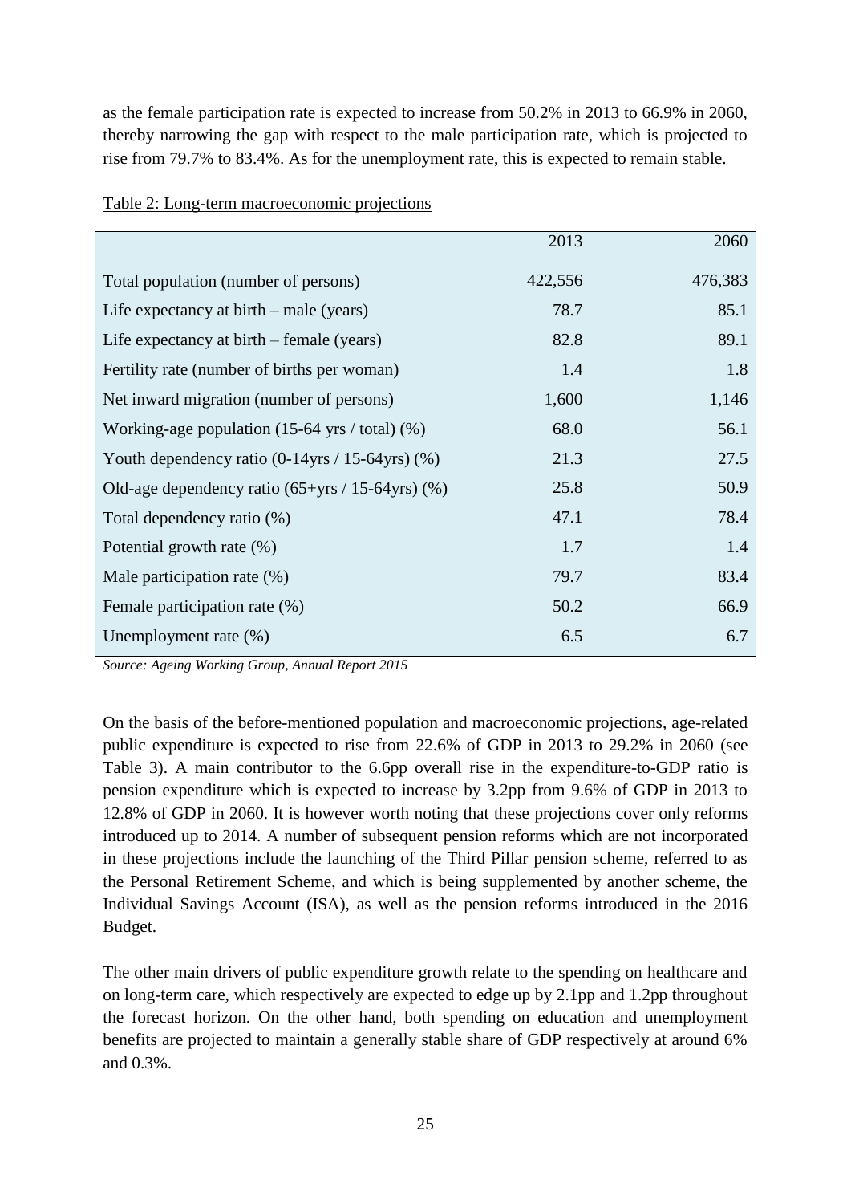as the female participation rate is expected to increase from 50.2% in 2013 to 66.9% in 2060, thereby narrowing the gap with respect to the male participation rate, which is projected to rise from 79.7% to 83.4%. As for the unemployment rate, this is expected to remain stable.

Table 2: Long-term macroeconomic projections

| | 2013 | 2060 |
|---|---|---|
| Total population (number of persons) | 422,556 | 476,383 |
| Life expectancy at birth – male (years) | 78.7 | 85.1 |
| Life expectancy at birth – female (years) | 82.8 | 89.1 |
| Fertility rate (number of births per woman) | 1.4 | 1.8 |
| Net inward migration (number of persons) | 1,600 | 1,146 |
| Working-age population (15-64 yrs / total) (%) | 68.0 | 56.1 |
| Youth dependency ratio (0-14yrs / 15-64yrs) (%) | 21.3 | 27.5 |
| Old-age dependency ratio (65+yrs / 15-64yrs) (%) | 25.8 | 50.9 |
| Total dependency ratio (%) | 47.1 | 78.4 |
| Potential growth rate (%) | 1.7 | 1.4 |
| Male participation rate (%) | 79.7 | 83.4 |
| Female participation rate (%) | 50.2 | 66.9 |
| Unemployment rate (%) | 6.5 | 6.7 |

*Source: Ageing Working Group, Annual Report 2015*

On the basis of the before-mentioned population and macroeconomic projections, age-related public expenditure is expected to rise from 22.6% of GDP in 2013 to 29.2% in 2060 (see Table 3). A main contributor to the 6.6pp overall rise in the expenditure-to-GDP ratio is pension expenditure which is expected to increase by 3.2pp from 9.6% of GDP in 2013 to 12.8% of GDP in 2060. It is however worth noting that these projections cover only reforms introduced up to 2014. A number of subsequent pension reforms which are not incorporated in these projections include the launching of the Third Pillar pension scheme, referred to as the Personal Retirement Scheme, and which is being supplemented by another scheme, the Individual Savings Account (ISA), as well as the pension reforms introduced in the 2016 Budget.

The other main drivers of public expenditure growth relate to the spending on healthcare and on long-term care, which respectively are expected to edge up by 2.1pp and 1.2pp throughout the forecast horizon. On the other hand, both spending on education and unemployment benefits are projected to maintain a generally stable share of GDP respectively at around 6% and 0.3%.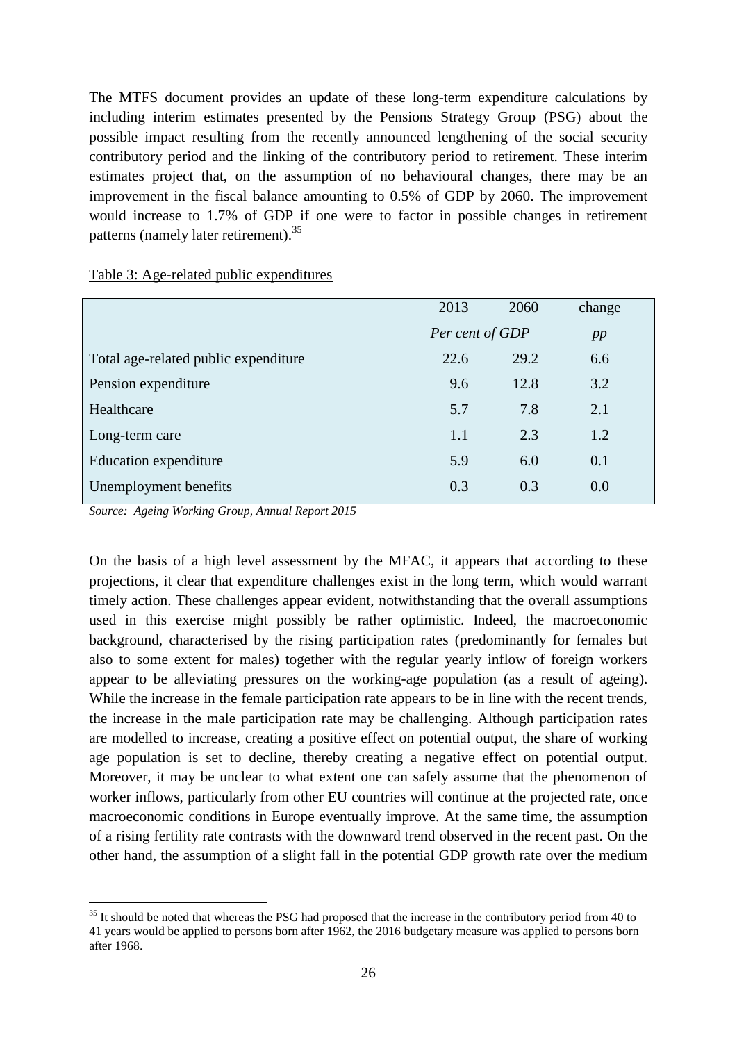The MTFS document provides an update of these long-term expenditure calculations by including interim estimates presented by the Pensions Strategy Group (PSG) about the possible impact resulting from the recently announced lengthening of the social security contributory period and the linking of the contributory period to retirement. These interim estimates project that, on the assumption of no behavioural changes, there may be an improvement in the fiscal balance amounting to 0.5% of GDP by 2060. The improvement would increase to 1.7% of GDP if one were to factor in possible changes in retirement patterns (namely later retirement).[35]

Table 3: Age-related public expenditures

| | 2013 | 2060 | change |
|---|---|---|---|
| | *Per cent of GDP* | | *pp* |
| Total age-related public expenditure | 22.6 | 29.2 | 6.6 |
| Pension expenditure | 9.6 | 12.8 | 3.2 |
| Healthcare | 5.7 | 7.8 | 2.1 |
| Long-term care | 1.1 | 2.3 | 1.2 |
| Education expenditure | 5.9 | 6.0 | 0.1 |
| Unemployment benefits | 0.3 | 0.3 | 0.0 |

*Source: Ageing Working Group, Annual Report 2015*

On the basis of a high level assessment by the MFAC, it appears that according to these projections, it clear that expenditure challenges exist in the long term, which would warrant timely action. These challenges appear evident, notwithstanding that the overall assumptions used in this exercise might possibly be rather optimistic. Indeed, the macroeconomic background, characterised by the rising participation rates (predominantly for females but also to some extent for males) together with the regular yearly inflow of foreign workers appear to be alleviating pressures on the working-age population (as a result of ageing). While the increase in the female participation rate appears to be in line with the recent trends, the increase in the male participation rate may be challenging. Although participation rates are modelled to increase, creating a positive effect on potential output, the share of working age population is set to decline, thereby creating a negative effect on potential output. Moreover, it may be unclear to what extent one can safely assume that the phenomenon of worker inflows, particularly from other EU countries will continue at the projected rate, once macroeconomic conditions in Europe eventually improve. At the same time, the assumption of a rising fertility rate contrasts with the downward trend observed in the recent past. On the other hand, the assumption of a slight fall in the potential GDP growth rate over the medium

[35] It should be noted that whereas the PSG had proposed that the increase in the contributory period from 40 to 41 years would be applied to persons born after 1962, the 2016 budgetary measure was applied to persons born after 1968.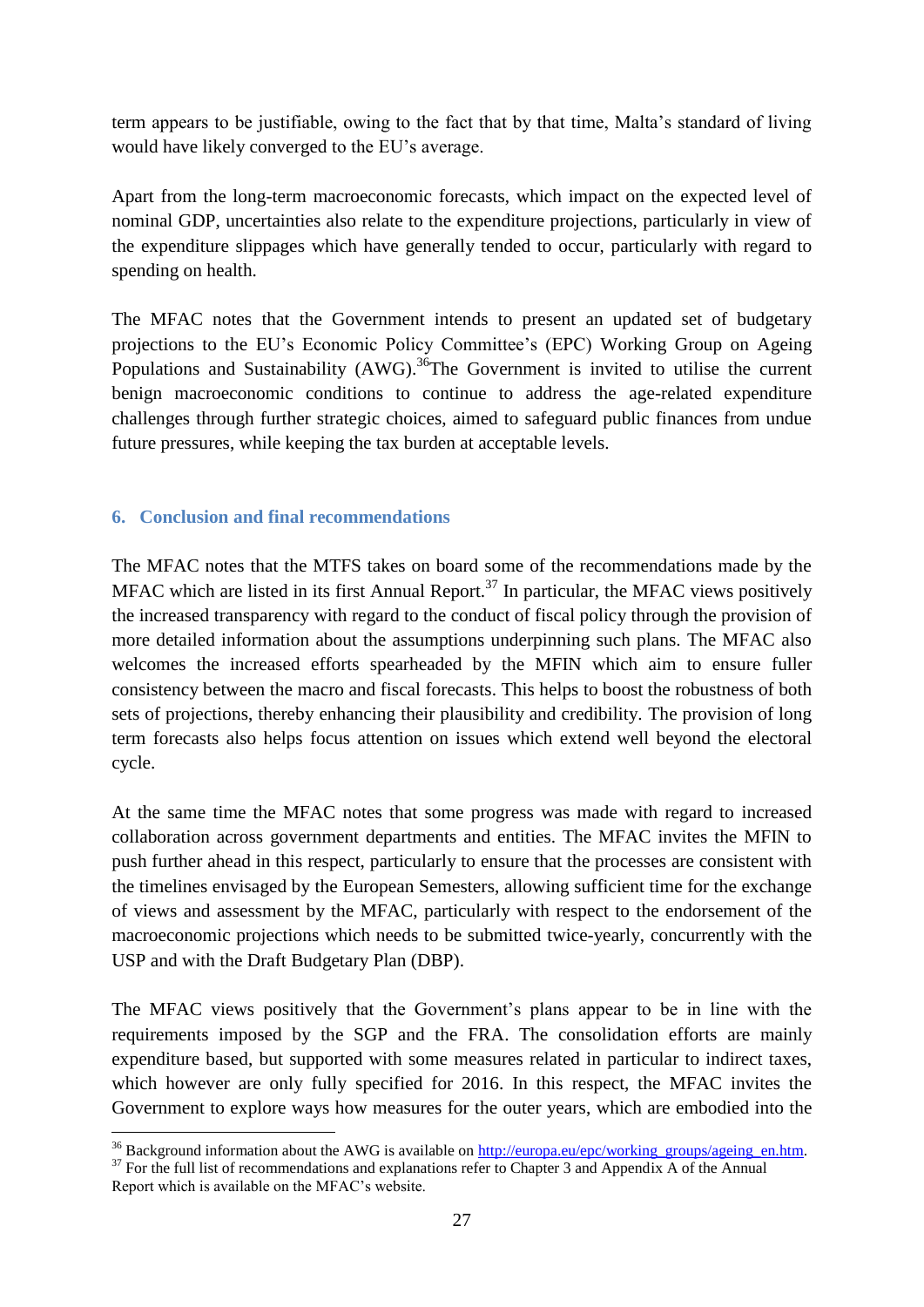term appears to be justifiable, owing to the fact that by that time, Malta's standard of living would have likely converged to the EU's average.

Apart from the long-term macroeconomic forecasts, which impact on the expected level of nominal GDP, uncertainties also relate to the expenditure projections, particularly in view of the expenditure slippages which have generally tended to occur, particularly with regard to spending on health.

The MFAC notes that the Government intends to present an updated set of budgetary projections to the EU's Economic Policy Committee's (EPC) Working Group on Ageing Populations and Sustainability (AWG).[36] The Government is invited to utilise the current benign macroeconomic conditions to continue to address the age-related expenditure challenges through further strategic choices, aimed to safeguard public finances from undue future pressures, while keeping the tax burden at acceptable levels.

## 6. Conclusion and final recommendations

The MFAC notes that the MTFS takes on board some of the recommendations made by the MFAC which are listed in its first Annual Report.[37] In particular, the MFAC views positively the increased transparency with regard to the conduct of fiscal policy through the provision of more detailed information about the assumptions underpinning such plans. The MFAC also welcomes the increased efforts spearheaded by the MFIN which aim to ensure fuller consistency between the macro and fiscal forecasts. This helps to boost the robustness of both sets of projections, thereby enhancing their plausibility and credibility. The provision of long term forecasts also helps focus attention on issues which extend well beyond the electoral cycle.

At the same time the MFAC notes that some progress was made with regard to increased collaboration across government departments and entities. The MFAC invites the MFIN to push further ahead in this respect, particularly to ensure that the processes are consistent with the timelines envisaged by the European Semesters, allowing sufficient time for the exchange of views and assessment by the MFAC, particularly with respect to the endorsement of the macroeconomic projections which needs to be submitted twice-yearly, concurrently with the USP and with the Draft Budgetary Plan (DBP).

The MFAC views positively that the Government's plans appear to be in line with the requirements imposed by the SGP and the FRA. The consolidation efforts are mainly expenditure based, but supported with some measures related in particular to indirect taxes, which however are only fully specified for 2016. In this respect, the MFAC invites the Government to explore ways how measures for the outer years, which are embodied into the

[36] Background information about the AWG is available on http://europa.eu/epc/working_groups/ageing_en.htm.

[37] For the full list of recommendations and explanations refer to Chapter 3 and Appendix A of the Annual Report which is available on the MFAC's website.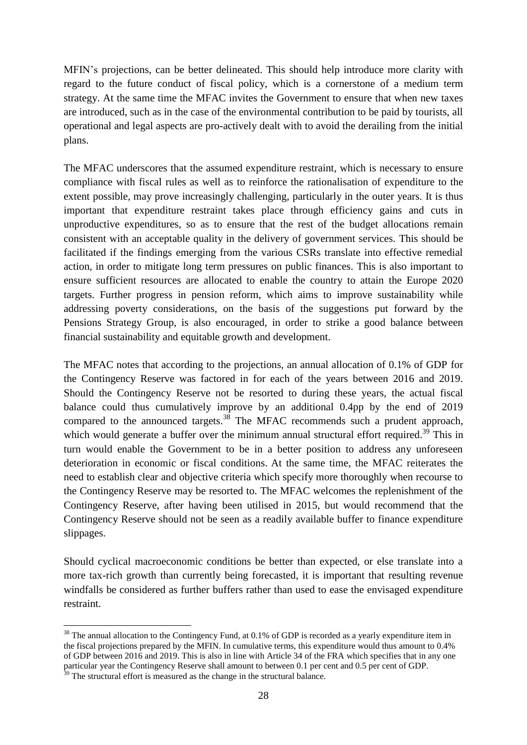MFIN's projections, can be better delineated. This should help introduce more clarity with regard to the future conduct of fiscal policy, which is a cornerstone of a medium term strategy. At the same time the MFAC invites the Government to ensure that when new taxes are introduced, such as in the case of the environmental contribution to be paid by tourists, all operational and legal aspects are pro-actively dealt with to avoid the derailing from the initial plans.

The MFAC underscores that the assumed expenditure restraint, which is necessary to ensure compliance with fiscal rules as well as to reinforce the rationalisation of expenditure to the extent possible, may prove increasingly challenging, particularly in the outer years. It is thus important that expenditure restraint takes place through efficiency gains and cuts in unproductive expenditures, so as to ensure that the rest of the budget allocations remain consistent with an acceptable quality in the delivery of government services. This should be facilitated if the findings emerging from the various CSRs translate into effective remedial action, in order to mitigate long term pressures on public finances. This is also important to ensure sufficient resources are allocated to enable the country to attain the Europe 2020 targets. Further progress in pension reform, which aims to improve sustainability while addressing poverty considerations, on the basis of the suggestions put forward by the Pensions Strategy Group, is also encouraged, in order to strike a good balance between financial sustainability and equitable growth and development.

The MFAC notes that according to the projections, an annual allocation of 0.1% of GDP for the Contingency Reserve was factored in for each of the years between 2016 and 2019. Should the Contingency Reserve not be resorted to during these years, the actual fiscal balance could thus cumulatively improve by an additional 0.4pp by the end of 2019 compared to the announced targets.[38] The MFAC recommends such a prudent approach, which would generate a buffer over the minimum annual structural effort required.[39] This in turn would enable the Government to be in a better position to address any unforeseen deterioration in economic or fiscal conditions. At the same time, the MFAC reiterates the need to establish clear and objective criteria which specify more thoroughly when recourse to the Contingency Reserve may be resorted to. The MFAC welcomes the replenishment of the Contingency Reserve, after having been utilised in 2015, but would recommend that the Contingency Reserve should not be seen as a readily available buffer to finance expenditure slippages.

Should cyclical macroeconomic conditions be better than expected, or else translate into a more tax-rich growth than currently being forecasted, it is important that resulting revenue windfalls be considered as further buffers rather than used to ease the envisaged expenditure restraint.

---

[38] The annual allocation to the Contingency Fund, at 0.1% of GDP is recorded as a yearly expenditure item in the fiscal projections prepared by the MFIN. In cumulative terms, this expenditure would thus amount to 0.4% of GDP between 2016 and 2019. This is also in line with Article 34 of the FRA which specifies that in any one particular year the Contingency Reserve shall amount to between 0.1 per cent and 0.5 per cent of GDP.

[39] The structural effort is measured as the change in the structural balance.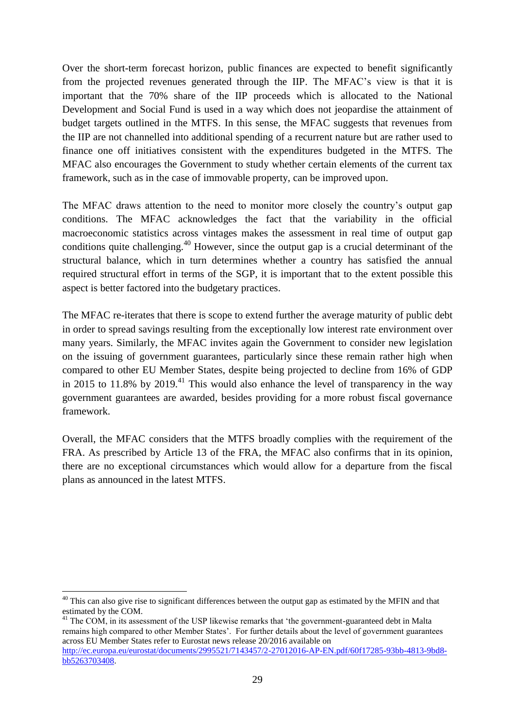Over the short-term forecast horizon, public finances are expected to benefit significantly from the projected revenues generated through the IIP. The MFAC's view is that it is important that the 70% share of the IIP proceeds which is allocated to the National Development and Social Fund is used in a way which does not jeopardise the attainment of budget targets outlined in the MTFS. In this sense, the MFAC suggests that revenues from the IIP are not channelled into additional spending of a recurrent nature but are rather used to finance one off initiatives consistent with the expenditures budgeted in the MTFS. The MFAC also encourages the Government to study whether certain elements of the current tax framework, such as in the case of immovable property, can be improved upon.

The MFAC draws attention to the need to monitor more closely the country's output gap conditions. The MFAC acknowledges the fact that the variability in the official macroeconomic statistics across vintages makes the assessment in real time of output gap conditions quite challenging.[40] However, since the output gap is a crucial determinant of the structural balance, which in turn determines whether a country has satisfied the annual required structural effort in terms of the SGP, it is important that to the extent possible this aspect is better factored into the budgetary practices.

The MFAC re-iterates that there is scope to extend further the average maturity of public debt in order to spread savings resulting from the exceptionally low interest rate environment over many years. Similarly, the MFAC invites again the Government to consider new legislation on the issuing of government guarantees, particularly since these remain rather high when compared to other EU Member States, despite being projected to decline from 16% of GDP in 2015 to 11.8% by 2019.[41] This would also enhance the level of transparency in the way government guarantees are awarded, besides providing for a more robust fiscal governance framework.

Overall, the MFAC considers that the MTFS broadly complies with the requirement of the FRA. As prescribed by Article 13 of the FRA, the MFAC also confirms that in its opinion, there are no exceptional circumstances which would allow for a departure from the fiscal plans as announced in the latest MTFS.

---

[40] This can also give rise to significant differences between the output gap as estimated by the MFIN and that estimated by the COM.

[41] The COM, in its assessment of the USP likewise remarks that 'the government-guaranteed debt in Malta remains high compared to other Member States'. For further details about the level of government guarantees across EU Member States refer to Eurostat news release 20/2016 available on http://ec.europa.eu/eurostat/documents/2995521/7143457/2-27012016-AP-EN.pdf/60f17285-93bb-4813-9bd8-bb5263703408.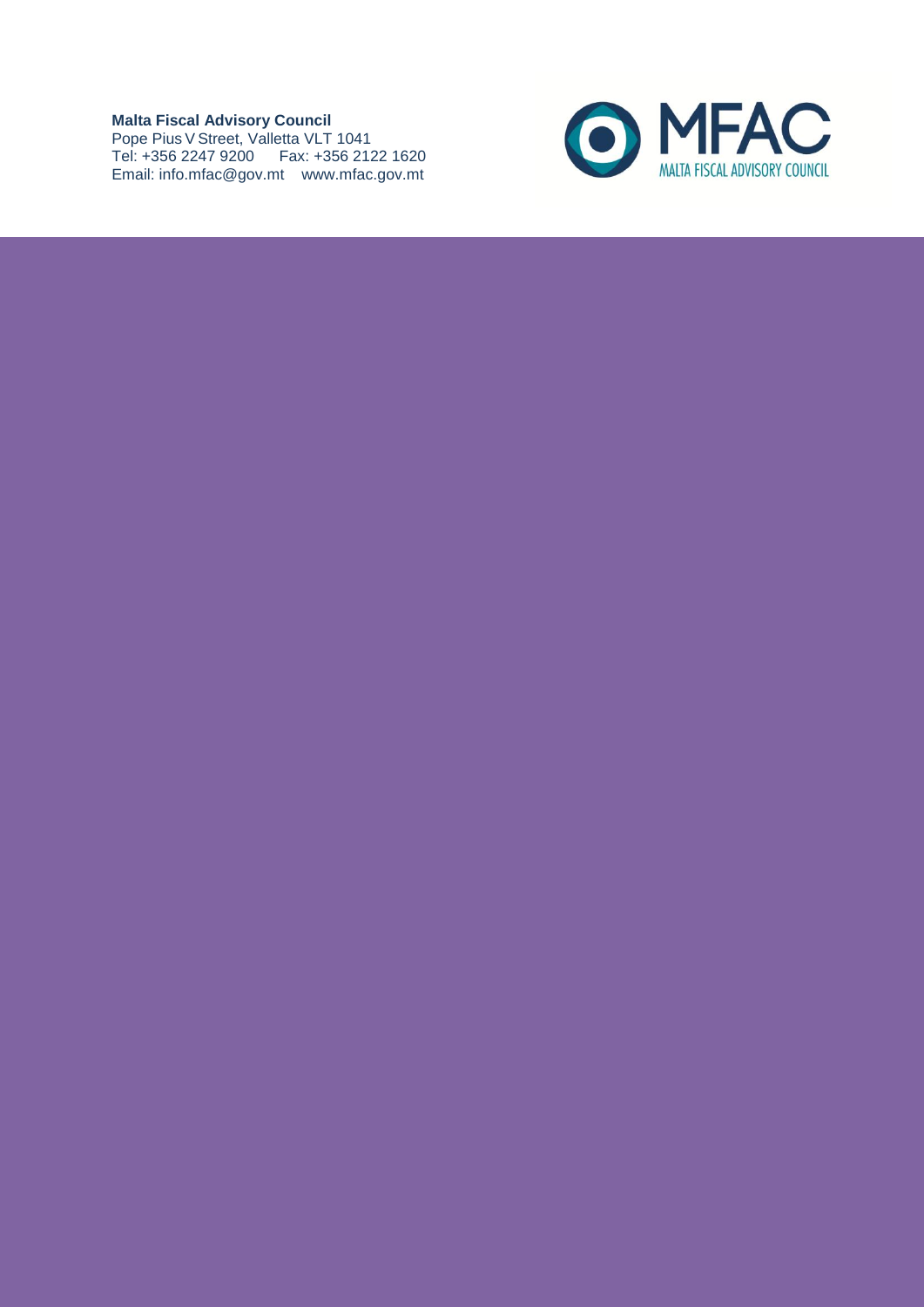**Malta Fiscal Advisory Council**
Pope Pius V Street, Valletta VLT 1041
Tel: +356 2247 9200 Fax: +356 2122 1620
Email: info.mfac@gov.mt www.mfac.gov.mt

MFAC
MALTA FISCAL ADVISORY COUNCIL